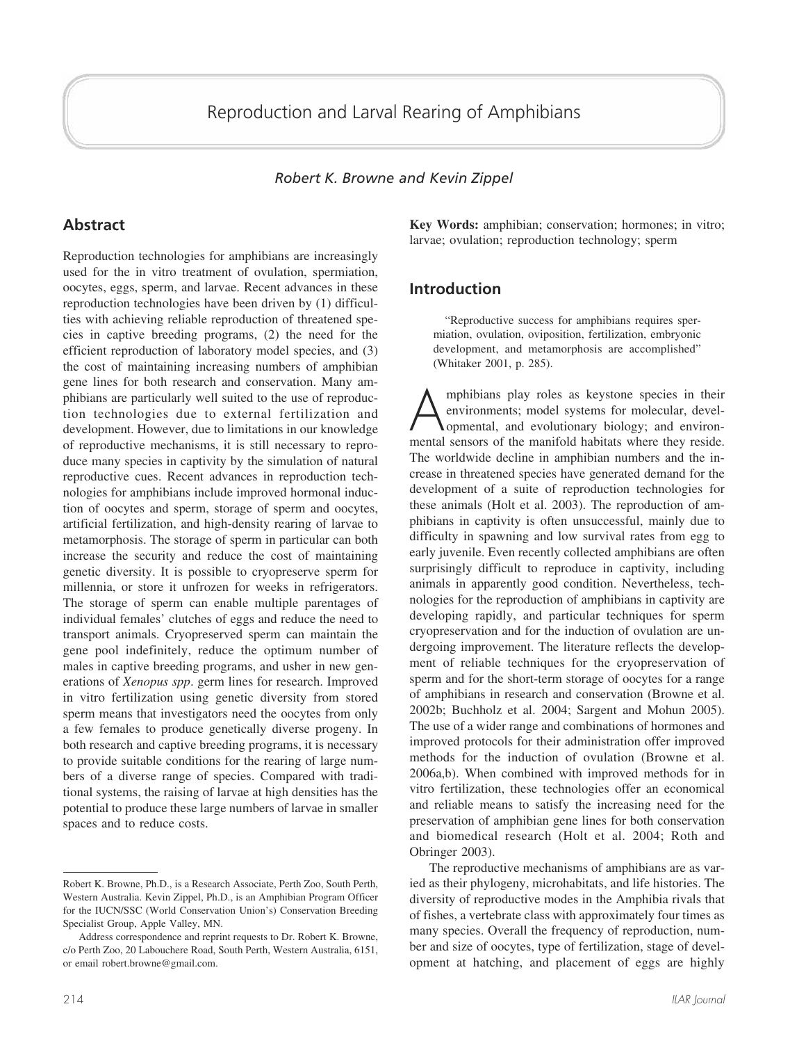# Reproduction and Larval Rearing of Amphibians

*Robert K. Browne and Kevin Zippel*

## Abstract

Reproduction technologies for amphibians are increasingly used for the in vitro treatment of ovulation, spermiation, oocytes, eggs, sperm, and larvae. Recent advances in these reproduction technologies have been driven by (1) difficulties with achieving reliable reproduction of threatened species in captive breeding programs, (2) the need for the efficient reproduction of laboratory model species, and (3) the cost of maintaining increasing numbers of amphibian gene lines for both research and conservation. Many amphibians are particularly well suited to the use of reproduction technologies due to external fertilization and development. However, due to limitations in our knowledge of reproductive mechanisms, it is still necessary to reproduce many species in captivity by the simulation of natural reproductive cues. Recent advances in reproduction technologies for amphibians include improved hormonal induction of oocytes and sperm, storage of sperm and oocytes, artificial fertilization, and high-density rearing of larvae to metamorphosis. The storage of sperm in particular can both increase the security and reduce the cost of maintaining genetic diversity. It is possible to cryopreserve sperm for millennia, or store it unfrozen for weeks in refrigerators. The storage of sperm can enable multiple parentages of individual females' clutches of eggs and reduce the need to transport animals. Cryopreserved sperm can maintain the gene pool indefinitely, reduce the optimum number of males in captive breeding programs, and usher in new generations of *Xenopus spp*. germ lines for research. Improved in vitro fertilization using genetic diversity from stored sperm means that investigators need the oocytes from only a few females to produce genetically diverse progeny. In both research and captive breeding programs, it is necessary to provide suitable conditions for the rearing of large numbers of a diverse range of species. Compared with traditional systems, the raising of larvae at high densities has the potential to produce these large numbers of larvae in smaller spaces and to reduce costs.

**Key Words:** amphibian; conservation; hormones; in vitro; larvae; ovulation; reproduction technology; sperm

## Introduction

> "Reproductive success for amphibians requires spermiation, ovulation, oviposition, fertilization, embryonic development, and metamorphosis are accomplished" (Whitaker 2001, p. 285).

Amphibians play roles as keystone species in their environments; model systems for molecular, developmental, and evolutionary biology; and environmental sensors of the manifold habitats where they reside. The worldwide decline in amphibian numbers and the increase in threatened species have generated demand for the development of a suite of reproduction technologies for these animals (Holt et al. 2003). The reproduction of amphibians in captivity is often unsuccessful, mainly due to difficulty in spawning and low survival rates from egg to early juvenile. Even recently collected amphibians are often surprisingly difficult to reproduce in captivity, including animals in apparently good condition. Nevertheless, technologies for the reproduction of amphibians in captivity are developing rapidly, and particular techniques for sperm cryopreservation and for the induction of ovulation are undergoing improvement. The literature reflects the development of reliable techniques for the cryopreservation of sperm and for the short-term storage of oocytes for a range of amphibians in research and conservation (Browne et al. 2002b; Buchholz et al. 2004; Sargent and Mohun 2005). The use of a wider range and combinations of hormones and improved protocols for their administration offer improved methods for the induction of ovulation (Browne et al. 2006a,b). When combined with improved methods for in vitro fertilization, these technologies offer an economical and reliable means to satisfy the increasing need for the preservation of amphibian gene lines for both conservation and biomedical research (Holt et al. 2004; Roth and Obringer 2003).

The reproductive mechanisms of amphibians are as varied as their phylogeny, microhabitats, and life histories. The diversity of reproductive modes in the Amphibia rivals that of fishes, a vertebrate class with approximately four times as many species. Overall the frequency of reproduction, number and size of oocytes, type of fertilization, stage of development at hatching, and placement of eggs are highly

---

Robert K. Browne, Ph.D., is a Research Associate, Perth Zoo, South Perth, Western Australia. Kevin Zippel, Ph.D., is an Amphibian Program Officer for the IUCN/SSC (World Conservation Union's) Conservation Breeding Specialist Group, Apple Valley, MN.

Address correspondence and reprint requests to Dr. Robert K. Browne, c/o Perth Zoo, 20 Labouchere Road, South Perth, Western Australia, 6151, or email robert.browne@gmail.com.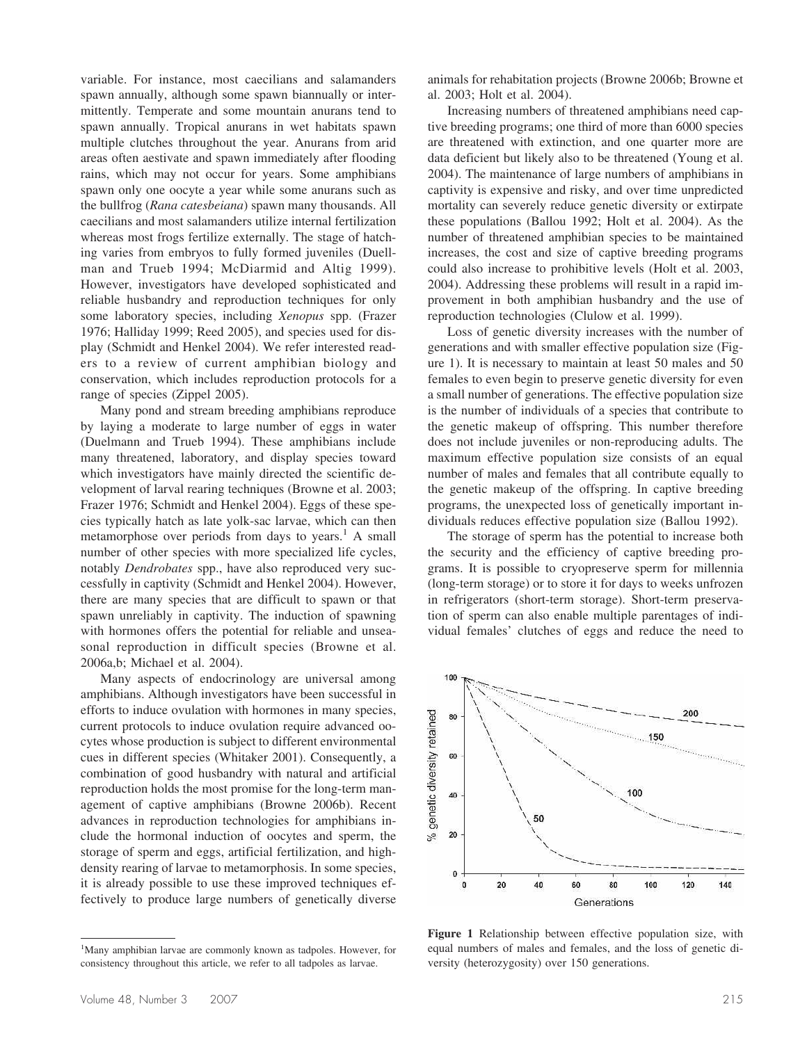variable. For instance, most caecilians and salamanders spawn annually, although some spawn biannually or intermittently. Temperate and some mountain anurans tend to spawn annually. Tropical anurans in wet habitats spawn multiple clutches throughout the year. Anurans from arid areas often aestivate and spawn immediately after flooding rains, which may not occur for years. Some amphibians spawn only one oocyte a year while some anurans such as the bullfrog (*Rana catesbeiana*) spawn many thousands. All caecilians and most salamanders utilize internal fertilization whereas most frogs fertilize externally. The stage of hatching varies from embryos to fully formed juveniles (Duellman and Trueb 1994; McDiarmid and Altig 1999). However, investigators have developed sophisticated and reliable husbandry and reproduction techniques for only some laboratory species, including *Xenopus* spp. (Frazer 1976; Halliday 1999; Reed 2005), and species used for display (Schmidt and Henkel 2004). We refer interested readers to a review of current amphibian biology and conservation, which includes reproduction protocols for a range of species (Zippel 2005).

Many pond and stream breeding amphibians reproduce by laying a moderate to large number of eggs in water (Duelmann and Trueb 1994). These amphibians include many threatened, laboratory, and display species toward which investigators have mainly directed the scientific development of larval rearing techniques (Browne et al. 2003; Frazer 1976; Schmidt and Henkel 2004). Eggs of these species typically hatch as late yolk-sac larvae, which can then metamorphose over periods from days to years.[1] A small number of other species with more specialized life cycles, notably *Dendrobates* spp., have also reproduced very successfully in captivity (Schmidt and Henkel 2004). However, there are many species that are difficult to spawn or that spawn unreliably in captivity. The induction of spawning with hormones offers the potential for reliable and unseasonal reproduction in difficult species (Browne et al. 2006a,b; Michael et al. 2004).

Many aspects of endocrinology are universal among amphibians. Although investigators have been successful in efforts to induce ovulation with hormones in many species, current protocols to induce ovulation require advanced oocytes whose production is subject to different environmental cues in different species (Whitaker 2001). Consequently, a combination of good husbandry with natural and artificial reproduction holds the most promise for the long-term management of captive amphibians (Browne 2006b). Recent advances in reproduction technologies for amphibians include the hormonal induction of oocytes and sperm, the storage of sperm and eggs, artificial fertilization, and high-density rearing of larvae to metamorphosis. In some species, it is already possible to use these improved techniques effectively to produce large numbers of genetically diverse animals for rehabitation projects (Browne 2006b; Browne et al. 2003; Holt et al. 2004).

Increasing numbers of threatened amphibians need captive breeding programs; one third of more than 6000 species are threatened with extinction, and one quarter more are data deficient but likely also to be threatened (Young et al. 2004). The maintenance of large numbers of amphibians in captivity is expensive and risky, and over time unpredicted mortality can severely reduce genetic diversity or extirpate these populations (Ballou 1992; Holt et al. 2004). As the number of threatened amphibian species to be maintained increases, the cost and size of captive breeding programs could also increase to prohibitive levels (Holt et al. 2003, 2004). Addressing these problems will result in a rapid improvement in both amphibian husbandry and the use of reproduction technologies (Clulow et al. 1999).

Loss of genetic diversity increases with the number of generations and with smaller effective population size (Figure 1). It is necessary to maintain at least 50 males and 50 females to even begin to preserve genetic diversity for even a small number of generations. The effective population size is the number of individuals of a species that contribute to the genetic makeup of offspring. This number therefore does not include juveniles or non-reproducing adults. The maximum effective population size consists of an equal number of males and females that all contribute equally to the genetic makeup of the offspring. In captive breeding programs, the unexpected loss of genetically important individuals reduces effective population size (Ballou 1992).

The storage of sperm has the potential to increase both the security and the efficiency of captive breeding programs. It is possible to cryopreserve sperm for millennia (long-term storage) or to store it for days to weeks unfrozen in refrigerators (short-term storage). Short-term preservation of sperm can also enable multiple parentages of individual females' clutches of eggs and reduce the need to

**Figure 1** Relationship between effective population size, with equal numbers of males and females, and the loss of genetic diversity (heterozygosity) over 150 generations.

[1] Many amphibian larvae are commonly known as tadpoles. However, for consistency throughout this article, we refer to all tadpoles as larvae.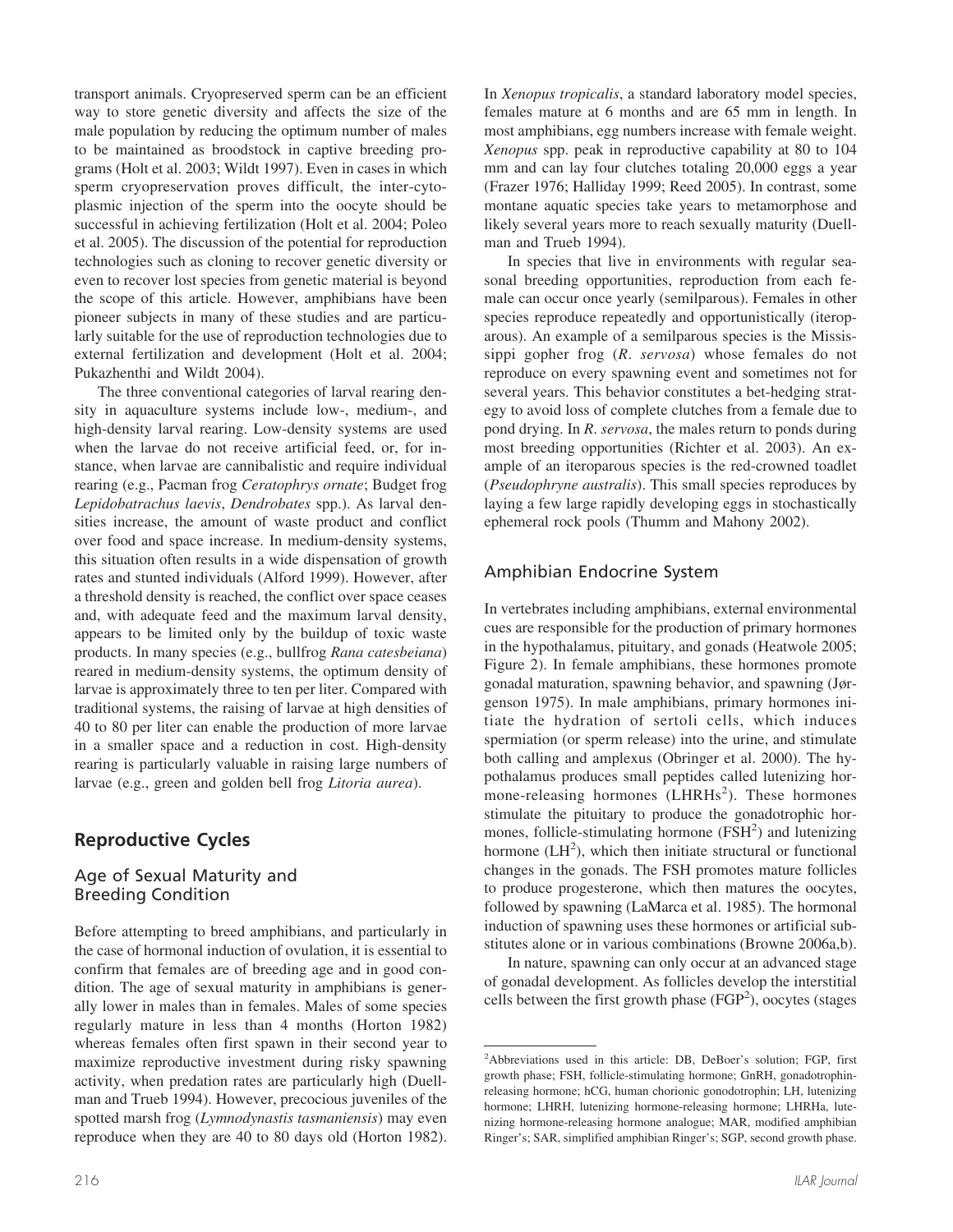transport animals. Cryopreserved sperm can be an efficient way to store genetic diversity and affects the size of the male population by reducing the optimum number of males to be maintained as broodstock in captive breeding programs (Holt et al. 2003; Wildt 1997). Even in cases in which sperm cryopreservation proves difficult, the inter-cytoplasmic injection of the sperm into the oocyte should be successful in achieving fertilization (Holt et al. 2004; Poleo et al. 2005). The discussion of the potential for reproduction technologies such as cloning to recover genetic diversity or even to recover lost species from genetic material is beyond the scope of this article. However, amphibians have been pioneer subjects in many of these studies and are particularly suitable for the use of reproduction technologies due to external fertilization and development (Holt et al. 2004; Pukazhenthi and Wildt 2004).

The three conventional categories of larval rearing density in aquaculture systems include low-, medium-, and high-density larval rearing. Low-density systems are used when the larvae do not receive artificial feed, or, for instance, when larvae are cannibalistic and require individual rearing (e.g., Pacman frog *Ceratophrys ornate*; Budget frog *Lepidobatrachus laevis*, *Dendrobates* spp.). As larval densities increase, the amount of waste product and conflict over food and space increase. In medium-density systems, this situation often results in a wide dispensation of growth rates and stunted individuals (Alford 1999). However, after a threshold density is reached, the conflict over space ceases and, with adequate feed and the maximum larval density, appears to be limited only by the buildup of toxic waste products. In many species (e.g., bullfrog *Rana catesbeiana*) reared in medium-density systems, the optimum density of larvae is approximately three to ten per liter. Compared with traditional systems, the raising of larvae at high densities of 40 to 80 per liter can enable the production of more larvae in a smaller space and a reduction in cost. High-density rearing is particularly valuable in raising large numbers of larvae (e.g., green and golden bell frog *Litoria aurea*).

## Reproductive Cycles

### Age of Sexual Maturity and Breeding Condition

Before attempting to breed amphibians, and particularly in the case of hormonal induction of ovulation, it is essential to confirm that females are of breeding age and in good condition. The age of sexual maturity in amphibians is generally lower in males than in females. Males of some species regularly mature in less than 4 months (Horton 1982) whereas females often first spawn in their second year to maximize reproductive investment during risky spawning activity, when predation rates are particularly high (Duellman and Trueb 1994). However, precocious juveniles of the spotted marsh frog (*Lymnodynastis tasmaniensis*) may even reproduce when they are 40 to 80 days old (Horton 1982). In *Xenopus tropicalis*, a standard laboratory model species, females mature at 6 months and are 65 mm in length. In most amphibians, egg numbers increase with female weight. *Xenopus* spp. peak in reproductive capability at 80 to 104 mm and can lay four clutches totaling 20,000 eggs a year (Frazer 1976; Halliday 1999; Reed 2005). In contrast, some montane aquatic species take years to metamorphose and likely several years more to reach sexually maturity (Duellman and Trueb 1994).

In species that live in environments with regular seasonal breeding opportunities, reproduction from each female can occur once yearly (semilparous). Females in other species reproduce repeatedly and opportunistically (iteroparous). An example of a semilparous species is the Mississippi gopher frog (*R. servosa*) whose females do not reproduce on every spawning event and sometimes not for several years. This behavior constitutes a bet-hedging strategy to avoid loss of complete clutches from a female due to pond drying. In *R. servosa*, the males return to ponds during most breeding opportunities (Richter et al. 2003). An example of an iteroparous species is the red-crowned toadlet (*Pseudophryne australis*). This small species reproduces by laying a few large rapidly developing eggs in stochastically ephemeral rock pools (Thumm and Mahony 2002).

### Amphibian Endocrine System

In vertebrates including amphibians, external environmental cues are responsible for the production of primary hormones in the hypothalamus, pituitary, and gonads (Heatwole 2005; Figure 2). In female amphibians, these hormones promote gonadal maturation, spawning behavior, and spawning (Jørgenson 1975). In male amphibians, primary hormones initiate the hydration of sertoli cells, which induces spermiation (or sperm release) into the urine, and stimulate both calling and amplexus (Obringer et al. 2000). The hypothalamus produces small peptides called lutenizing hormone-releasing hormones (LHRHs[2]). These hormones stimulate the pituitary to produce the gonadotrophic hormones, follicle-stimulating hormone (FSH[2]) and lutenizing hormone (LH[2]), which then initiate structural or functional changes in the gonads. The FSH promotes mature follicles to produce progesterone, which then matures the oocytes, followed by spawning (LaMarca et al. 1985). The hormonal induction of spawning uses these hormones or artificial substitutes alone or in various combinations (Browne 2006a,b).

In nature, spawning can only occur at an advanced stage of gonadal development. As follicles develop the interstitial cells between the first growth phase (FGP[2]), oocytes (stages

[2]Abbreviations used in this article: DB, DeBoer's solution; FGP, first growth phase; FSH, follicle-stimulating hormone; GnRH, gonadotrophin-releasing hormone; hCG, human chorionic gonodotrophin; LH, lutenizing hormone; LHRH, lutenizing hormone-releasing hormone; LHRHa, lutenizing hormone-releasing hormone analogue; MAR, modified amphibian Ringer's; SAR, simplified amphibian Ringer's; SGP, second growth phase.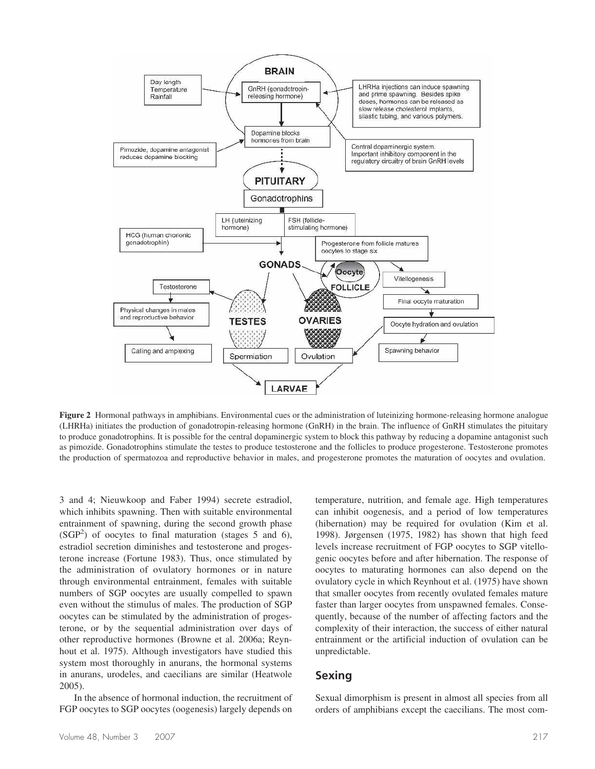**Figure 2** Hormonal pathways in amphibians. Environmental cues or the administration of luteinizing hormone-releasing hormone analogue (LHRHa) initiates the production of gonadotropin-releasing hormone (GnRH) in the brain. The influence of GnRH stimulates the pituitary to produce gonadotrophins. It is possible for the central dopaminergic system to block this pathway by reducing a dopamine antagonist such as pimozide. Gonadotrophins stimulate the testes to produce testosterone and the follicles to produce progesterone. Testosterone promotes the production of spermatozoa and reproductive behavior in males, and progesterone promotes the maturation of oocytes and ovulation.

3 and 4; Nieuwkoop and Faber 1994) secrete estradiol, which inhibits spawning. Then with suitable environmental entrainment of spawning, during the second growth phase (SGP[2]) of oocytes to final maturation (stages 5 and 6), estradiol secretion diminishes and testosterone and progesterone increase (Fortune 1983). Thus, once stimulated by the administration of ovulatory hormones or in nature through environmental entrainment, females with suitable numbers of SGP oocytes are usually compelled to spawn even without the stimulus of males. The production of SGP oocytes can be stimulated by the administration of progesterone, or by the sequential administration over days of other reproductive hormones (Browne et al. 2006a; Reynhout et al. 1975). Although investigators have studied this system most thoroughly in anurans, the hormonal systems in anurans, urodeles, and caecilians are similar (Heatwole 2005).

In the absence of hormonal induction, the recruitment of FGP oocytes to SGP oocytes (oogenesis) largely depends on temperature, nutrition, and female age. High temperatures can inhibit oogenesis, and a period of low temperatures (hibernation) may be required for ovulation (Kim et al. 1998). Jørgensen (1975, 1982) has shown that high feed levels increase recruitment of FGP oocytes to SGP vitellogenic oocytes before and after hibernation. The response of oocytes to maturating hormones can also depend on the ovulatory cycle in which Reynhout et al. (1975) have shown that smaller oocytes from recently ovulated females mature faster than larger oocytes from unspawned females. Consequently, because of the number of affecting factors and the complexity of their interaction, the success of either natural entrainment or the artificial induction of ovulation can be unpredictable.

## Sexing

Sexual dimorphism is present in almost all species from all orders of amphibians except the caecilians. The most com-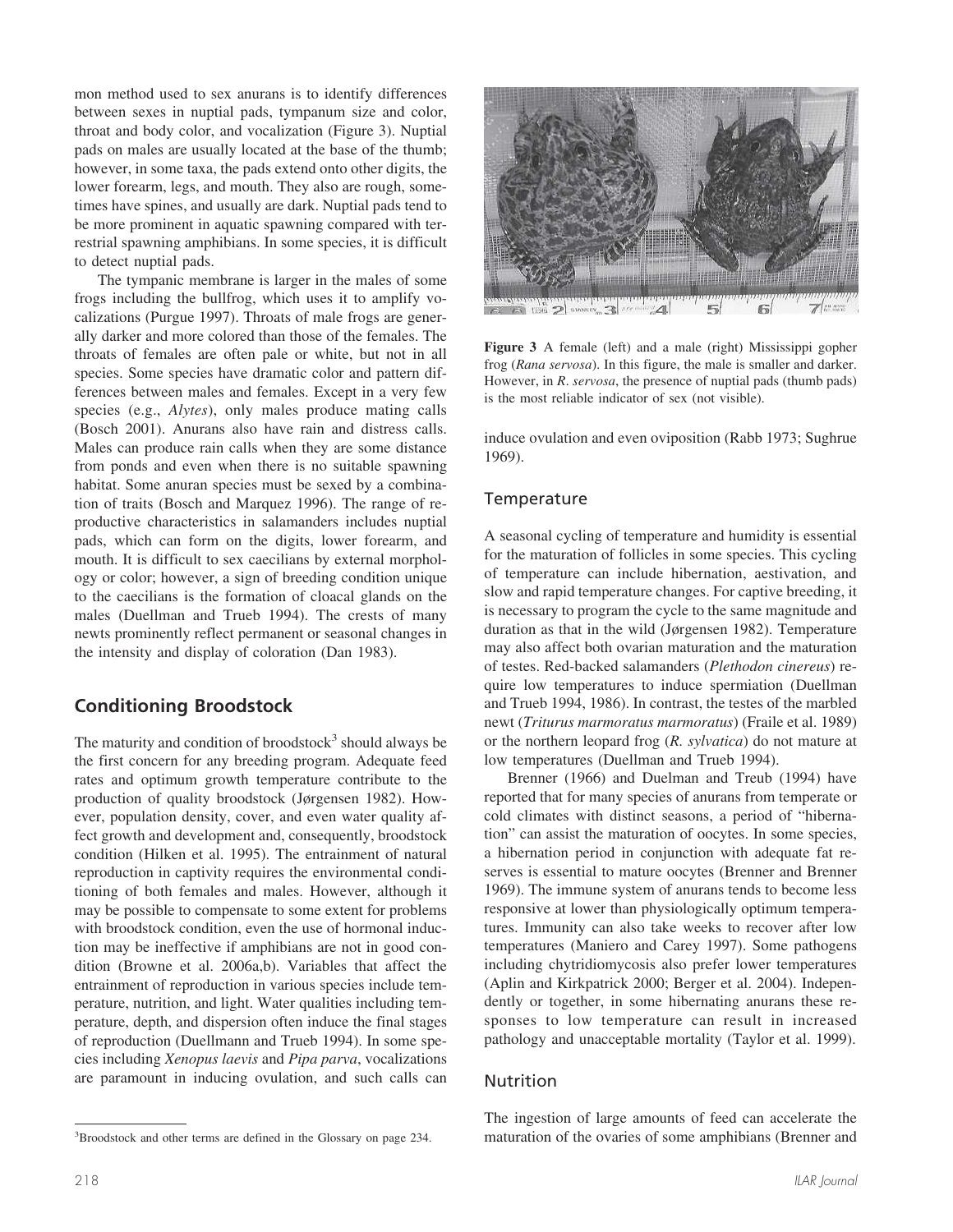mon method used to sex anurans is to identify differences between sexes in nuptial pads, tympanum size and color, throat and body color, and vocalization (Figure 3). Nuptial pads on males are usually located at the base of the thumb; however, in some taxa, the pads extend onto other digits, the lower forearm, legs, and mouth. They also are rough, sometimes have spines, and usually are dark. Nuptial pads tend to be more prominent in aquatic spawning compared with terrestrial spawning amphibians. In some species, it is difficult to detect nuptial pads.

The tympanic membrane is larger in the males of some frogs including the bullfrog, which uses it to amplify vocalizations (Purgue 1997). Throats of male frogs are generally darker and more colored than those of the females. The throats of females are often pale or white, but not in all species. Some species have dramatic color and pattern differences between males and females. Except in a very few species (e.g., *Alytes*), only males produce mating calls (Bosch 2001). Anurans also have rain and distress calls. Males can produce rain calls when they are some distance from ponds and even when there is no suitable spawning habitat. Some anuran species must be sexed by a combination of traits (Bosch and Marquez 1996). The range of reproductive characteristics in salamanders includes nuptial pads, which can form on the digits, lower forearm, and mouth. It is difficult to sex caecilians by external morphology or color; however, a sign of breeding condition unique to the caecilians is the formation of cloacal glands on the males (Duellman and Trueb 1994). The crests of many newts prominently reflect permanent or seasonal changes in the intensity and display of coloration (Dan 1983).

**Figure 3** A female (left) and a male (right) Mississippi gopher frog (*Rana servosa*). In this figure, the male is smaller and darker. However, in *R. servosa*, the presence of nuptial pads (thumb pads) is the most reliable indicator of sex (not visible).

## Conditioning Broodstock

The maturity and condition of broodstock[3] should always be the first concern for any breeding program. Adequate feed rates and optimum growth temperature contribute to the production of quality broodstock (Jørgensen 1982). However, population density, cover, and even water quality affect growth and development and, consequently, broodstock condition (Hilken et al. 1995). The entrainment of natural reproduction in captivity requires the environmental conditioning of both females and males. However, although it may be possible to compensate to some extent for problems with broodstock condition, even the use of hormonal induction may be ineffective if amphibians are not in good condition (Browne et al. 2006a,b). Variables that affect the entrainment of reproduction in various species include temperature, nutrition, and light. Water qualities including temperature, depth, and dispersion often induce the final stages of reproduction (Duellmann and Trueb 1994). In some species including *Xenopus laevis* and *Pipa parva*, vocalizations are paramount in inducing ovulation, and such calls can induce ovulation and even oviposition (Rabb 1973; Sughrue 1969).

### Temperature

A seasonal cycling of temperature and humidity is essential for the maturation of follicles in some species. This cycling of temperature can include hibernation, aestivation, and slow and rapid temperature changes. For captive breeding, it is necessary to program the cycle to the same magnitude and duration as that in the wild (Jørgensen 1982). Temperature may also affect both ovarian maturation and the maturation of testes. Red-backed salamanders (*Plethodon cinereus*) require low temperatures to induce spermiation (Duellman and Trueb 1994, 1986). In contrast, the testes of the marbled newt (*Triturus marmoratus marmoratus*) (Fraile et al. 1989) or the northern leopard frog (*R. sylvatica*) do not mature at low temperatures (Duellman and Trueb 1994).

Brenner (1966) and Duelman and Treub (1994) have reported that for many species of anurans from temperate or cold climates with distinct seasons, a period of "hibernation" can assist the maturation of oocytes. In some species, a hibernation period in conjunction with adequate fat reserves is essential to mature oocytes (Brenner and Brenner 1969). The immune system of anurans tends to become less responsive at lower than physiologically optimum temperatures. Immunity can also take weeks to recover after low temperatures (Maniero and Carey 1997). Some pathogens including chytridiomycosis also prefer lower temperatures (Aplin and Kirkpatrick 2000; Berger et al. 2004). Independently or together, in some hibernating anurans these responses to low temperature can result in increased pathology and unacceptable mortality (Taylor et al. 1999).

### Nutrition

The ingestion of large amounts of feed can accelerate the maturation of the ovaries of some amphibians (Brenner and

[3]Broodstock and other terms are defined in the Glossary on page 234.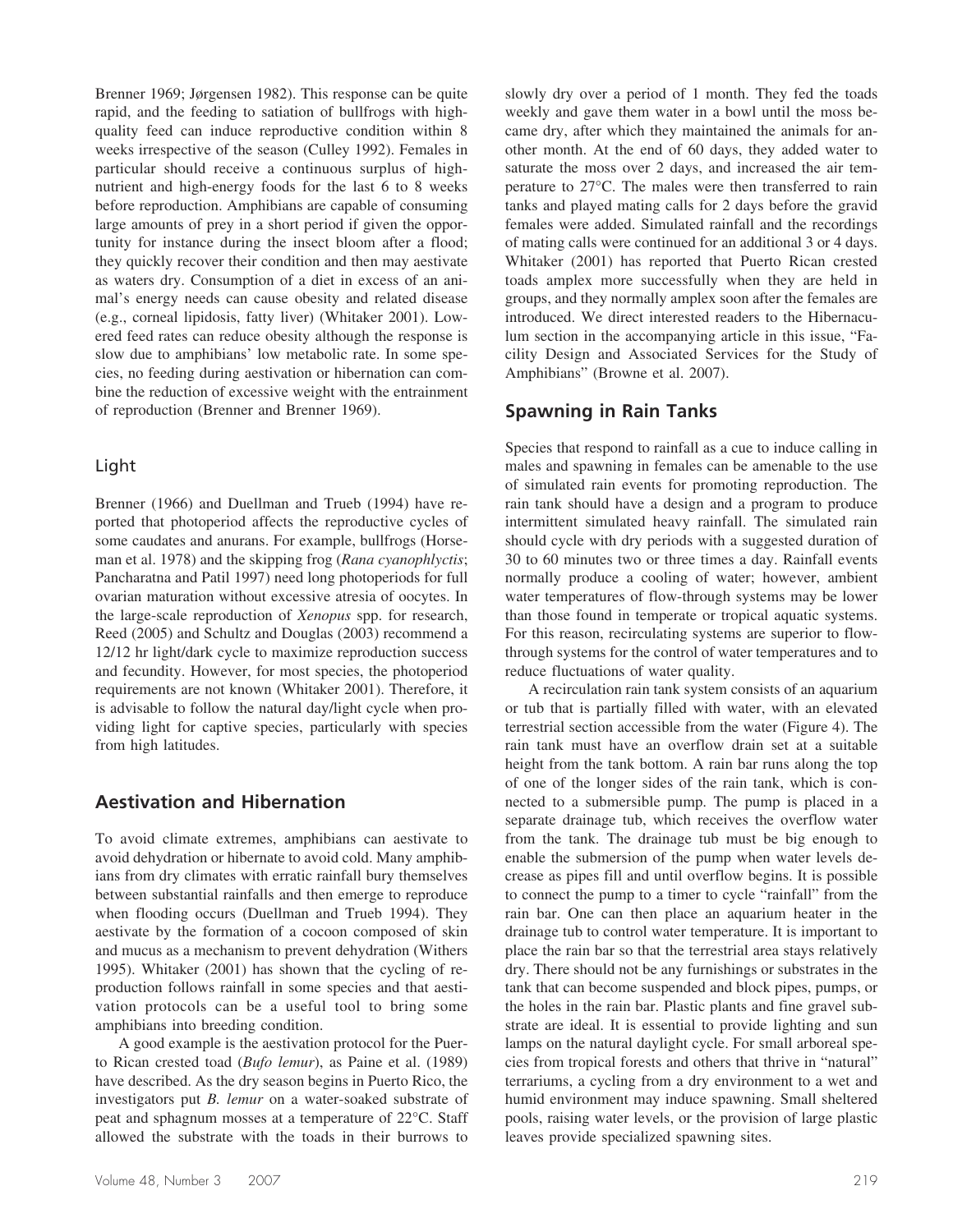Brenner 1969; Jørgensen 1982). This response can be quite rapid, and the feeding to satiation of bullfrogs with high-quality feed can induce reproductive condition within 8 weeks irrespective of the season (Culley 1992). Females in particular should receive a continuous surplus of high-nutrient and high-energy foods for the last 6 to 8 weeks before reproduction. Amphibians are capable of consuming large amounts of prey in a short period if given the opportunity for instance during the insect bloom after a flood; they quickly recover their condition and then may aestivate as waters dry. Consumption of a diet in excess of an animal's energy needs can cause obesity and related disease (e.g., corneal lipidosis, fatty liver) (Whitaker 2001). Lowered feed rates can reduce obesity although the response is slow due to amphibians' low metabolic rate. In some species, no feeding during aestivation or hibernation can combine the reduction of excessive weight with the entrainment of reproduction (Brenner and Brenner 1969).

### Light

Brenner (1966) and Duellman and Trueb (1994) have reported that photoperiod affects the reproductive cycles of some caudates and anurans. For example, bullfrogs (Horseman et al. 1978) and the skipping frog (*Rana cyanophlyctis*; Pancharatna and Patil 1997) need long photoperiods for full ovarian maturation without excessive atresia of oocytes. In the large-scale reproduction of *Xenopus* spp. for research, Reed (2005) and Schultz and Douglas (2003) recommend a 12/12 hr light/dark cycle to maximize reproduction success and fecundity. However, for most species, the photoperiod requirements are not known (Whitaker 2001). Therefore, it is advisable to follow the natural day/light cycle when providing light for captive species, particularly with species from high latitudes.

## Aestivation and Hibernation

To avoid climate extremes, amphibians can aestivate to avoid dehydration or hibernate to avoid cold. Many amphibians from dry climates with erratic rainfall bury themselves between substantial rainfalls and then emerge to reproduce when flooding occurs (Duellman and Trueb 1994). They aestivate by the formation of a cocoon composed of skin and mucus as a mechanism to prevent dehydration (Withers 1995). Whitaker (2001) has shown that the cycling of reproduction follows rainfall in some species and that aestivation protocols can be a useful tool to bring some amphibians into breeding condition.

A good example is the aestivation protocol for the Puerto Rican crested toad (*Bufo lemur*), as Paine et al. (1989) have described. As the dry season begins in Puerto Rico, the investigators put *B. lemur* on a water-soaked substrate of peat and sphagnum mosses at a temperature of 22°C. Staff allowed the substrate with the toads in their burrows to slowly dry over a period of 1 month. They fed the toads weekly and gave them water in a bowl until the moss became dry, after which they maintained the animals for another month. At the end of 60 days, they added water to saturate the moss over 2 days, and increased the air temperature to 27°C. The males were then transferred to rain tanks and played mating calls for 2 days before the gravid females were added. Simulated rainfall and the recordings of mating calls were continued for an additional 3 or 4 days. Whitaker (2001) has reported that Puerto Rican crested toads amplex more successfully when they are held in groups, and they normally amplex soon after the females are introduced. We direct interested readers to the Hibernaculum section in the accompanying article in this issue, "Facility Design and Associated Services for the Study of Amphibians" (Browne et al. 2007).

## Spawning in Rain Tanks

Species that respond to rainfall as a cue to induce calling in males and spawning in females can be amenable to the use of simulated rain events for promoting reproduction. The rain tank should have a design and a program to produce intermittent simulated heavy rainfall. The simulated rain should cycle with dry periods with a suggested duration of 30 to 60 minutes two or three times a day. Rainfall events normally produce a cooling of water; however, ambient water temperatures of flow-through systems may be lower than those found in temperate or tropical aquatic systems. For this reason, recirculating systems are superior to flow-through systems for the control of water temperatures and to reduce fluctuations of water quality.

A recirculation rain tank system consists of an aquarium or tub that is partially filled with water, with an elevated terrestrial section accessible from the water (Figure 4). The rain tank must have an overflow drain set at a suitable height from the tank bottom. A rain bar runs along the top of one of the longer sides of the rain tank, which is connected to a submersible pump. The pump is placed in a separate drainage tub, which receives the overflow water from the tank. The drainage tub must be big enough to enable the submersion of the pump when water levels decrease as pipes fill and until overflow begins. It is possible to connect the pump to a timer to cycle "rainfall" from the rain bar. One can then place an aquarium heater in the drainage tub to control water temperature. It is important to place the rain bar so that the terrestrial area stays relatively dry. There should not be any furnishings or substrates in the tank that can become suspended and block pipes, pumps, or the holes in the rain bar. Plastic plants and fine gravel substrate are ideal. It is essential to provide lighting and sun lamps on the natural daylight cycle. For small arboreal species from tropical forests and others that thrive in "natural" terrariums, a cycling from a dry environment to a wet and humid environment may induce spawning. Small sheltered pools, raising water levels, or the provision of large plastic leaves provide specialized spawning sites.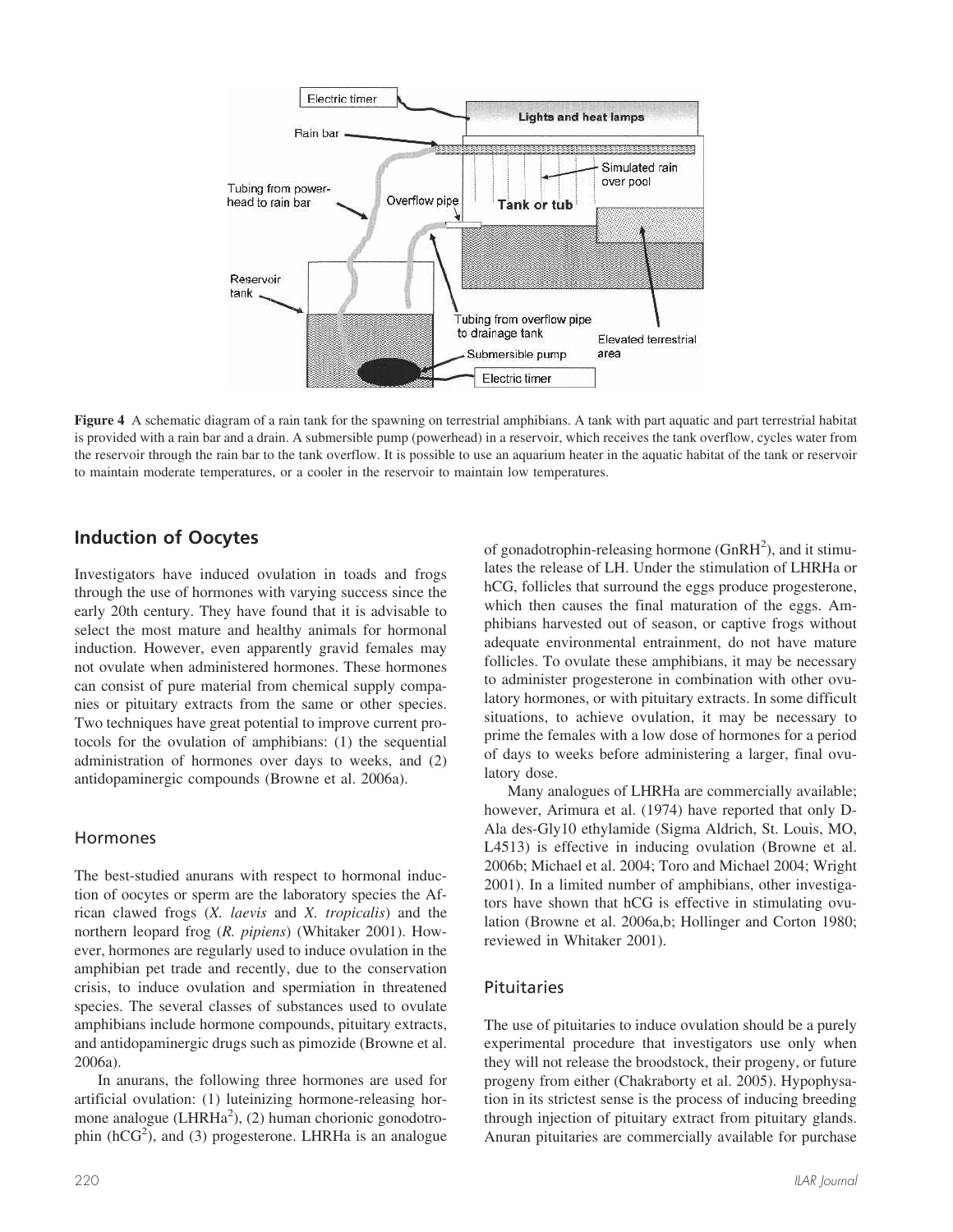**Figure 4** A schematic diagram of a rain tank for the spawning on terrestrial amphibians. A tank with part aquatic and part terrestrial habitat is provided with a rain bar and a drain. A submersible pump (powerhead) in a reservoir, which receives the tank overflow, cycles water from the reservoir through the rain bar to the tank overflow. It is possible to use an aquarium heater in the aquatic habitat of the tank or reservoir to maintain moderate temperatures, or a cooler in the reservoir to maintain low temperatures.

## Induction of Oocytes

Investigators have induced ovulation in toads and frogs through the use of hormones with varying success since the early 20th century. They have found that it is advisable to select the most mature and healthy animals for hormonal induction. However, even apparently gravid females may not ovulate when administered hormones. These hormones can consist of pure material from chemical supply companies or pituitary extracts from the same or other species. Two techniques have great potential to improve current protocols for the ovulation of amphibians: (1) the sequential administration of hormones over days to weeks, and (2) antidopaminergic compounds (Browne et al. 2006a).

### Hormones

The best-studied anurans with respect to hormonal induction of oocytes or sperm are the laboratory species the African clawed frogs (*X. laevis* and *X. tropicalis*) and the northern leopard frog (*R. pipiens*) (Whitaker 2001). However, hormones are regularly used to induce ovulation in the amphibian pet trade and recently, due to the conservation crisis, to induce ovulation and spermiation in threatened species. The several classes of substances used to ovulate amphibians include hormone compounds, pituitary extracts, and antidopaminergic drugs such as pimozide (Browne et al. 2006a).

In anurans, the following three hormones are used for artificial ovulation: (1) luteinizing hormone-releasing hormone analogue (LHRHa[2]), (2) human chorionic gonodotrophin (hCG[2]), and (3) progesterone. LHRHa is an analogue of gonadotrophin-releasing hormone (GnRH[2]), and it stimulates the release of LH. Under the stimulation of LHRHa or hCG, follicles that surround the eggs produce progesterone, which then causes the final maturation of the eggs. Amphibians harvested out of season, or captive frogs without adequate environmental entrainment, do not have mature follicles. To ovulate these amphibians, it may be necessary to administer progesterone in combination with other ovulatory hormones, or with pituitary extracts. In some difficult situations, to achieve ovulation, it may be necessary to prime the females with a low dose of hormones for a period of days to weeks before administering a larger, final ovulatory dose.

Many analogues of LHRHa are commercially available; however, Arimura et al. (1974) have reported that only D-Ala des-Gly10 ethylamide (Sigma Aldrich, St. Louis, MO, L4513) is effective in inducing ovulation (Browne et al. 2006b; Michael et al. 2004; Toro and Michael 2004; Wright 2001). In a limited number of amphibians, other investigators have shown that hCG is effective in stimulating ovulation (Browne et al. 2006a,b; Hollinger and Corton 1980; reviewed in Whitaker 2001).

### Pituitaries

The use of pituitaries to induce ovulation should be a purely experimental procedure that investigators use only when they will not release the broodstock, their progeny, or future progeny from either (Chakraborty et al. 2005). Hypophysation in its strictest sense is the process of inducing breeding through injection of pituitary extract from pituitary glands. Anuran pituitaries are commercially available for purchase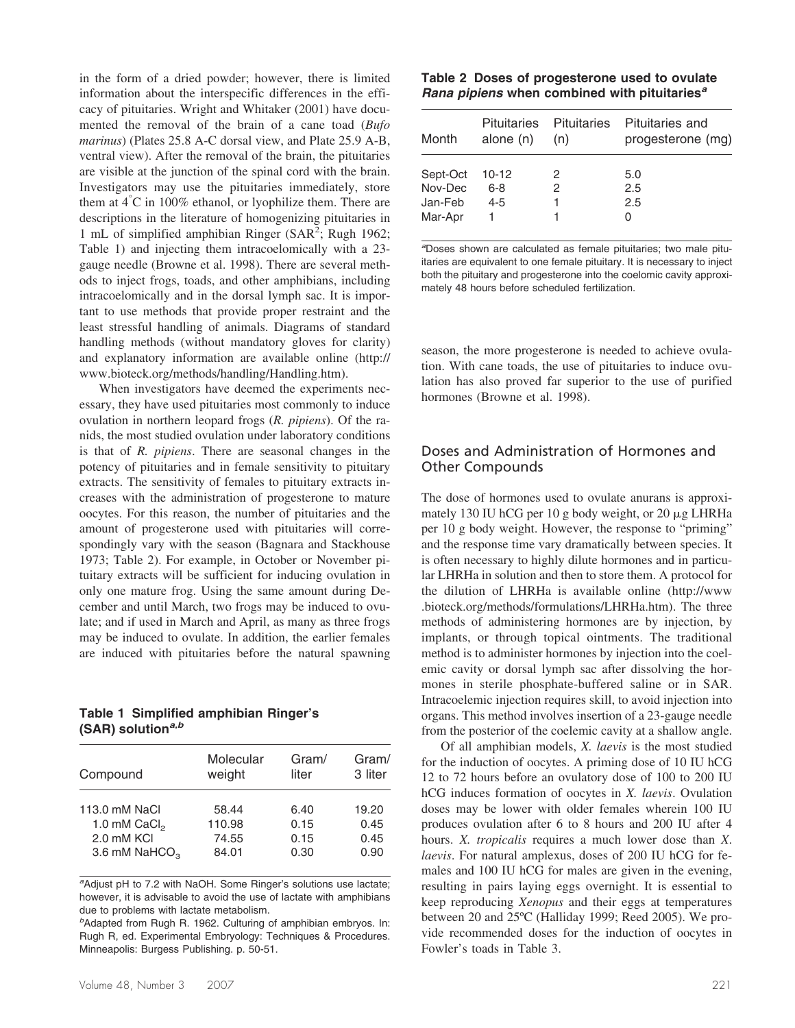in the form of a dried powder; however, there is limited information about the interspecific differences in the efficacy of pituitaries. Wright and Whitaker (2001) have documented the removal of the brain of a cane toad (*Bufo marinus*) (Plates 25.8 A-C dorsal view, and Plate 25.9 A-B, ventral view). After the removal of the brain, the pituitaries are visible at the junction of the spinal cord with the brain. Investigators may use the pituitaries immediately, store them at 4°C in 100% ethanol, or lyophilize them. There are descriptions in the literature of homogenizing pituitaries in 1 mL of simplified amphibian Ringer (SAR[2]; Rugh 1962; Table 1) and injecting them intracoelomically with a 23-gauge needle (Browne et al. 1998). There are several methods to inject frogs, toads, and other amphibians, including intracoelomically and in the dorsal lymph sac. It is important to use methods that provide proper restraint and the least stressful handling of animals. Diagrams of standard handling methods (without mandatory gloves for clarity) and explanatory information are available online (http://www.bioteck.org/methods/handling/Handling.htm).

When investigators have deemed the experiments necessary, they have used pituitaries most commonly to induce ovulation in northern leopard frogs (*R. pipiens*). Of the ranids, the most studied ovulation under laboratory conditions is that of *R. pipiens*. There are seasonal changes in the potency of pituitaries and in female sensitivity to pituitary extracts. The sensitivity of females to pituitary extracts increases with the administration of progesterone to mature oocytes. For this reason, the number of pituitaries and the amount of progesterone used with pituitaries will correspondingly vary with the season (Bagnara and Stackhouse 1973; Table 2). For example, in October or November pituitary extracts will be sufficient for inducing ovulation in only one mature frog. Using the same amount during December and until March, two frogs may be induced to ovulate; and if used in March and April, as many as three frogs may be induced to ovulate. In addition, the earlier females are induced with pituitaries before the natural spawning season, the more progesterone is needed to achieve ovulation. With cane toads, the use of pituitaries to induce ovulation has also proved far superior to the use of purified hormones (Browne et al. 1998).

**Table 1 Simplified amphibian Ringer's (SAR) solution[a,b]**

| Compound | Molecular weight | Gram/ liter | Gram/ 3 liter |
|---|---|---|---|
| 113.0 mM NaCl | 58.44 | 6.40 | 19.20 |
| 1.0 mM $CaCl_2$ | 110.98 | 0.15 | 0.45 |
| 2.0 mM KCl | 74.55 | 0.15 | 0.45 |
| 3.6 mM $NaHCO_3$ | 84.01 | 0.30 | 0.90 |

[a]Adjust pH to 7.2 with NaOH. Some Ringer's solutions use lactate; however, it is advisable to avoid the use of lactate with amphibians due to problems with lactate metabolism.

[b]Adapted from Rugh R. 1962. Culturing of amphibian embryos. In: Rugh R, ed. Experimental Embryology: Techniques & Procedures. Minneapolis: Burgess Publishing. p. 50-51.

**Table 2 Doses of progesterone used to ovulate *Rana pipiens* when combined with pituitaries[a]**

| Month | Pituitaries alone (n) | Pituitaries (n) | Pituitaries and progesterone (mg) |
|---|---|---|---|
| Sept-Oct | 10-12 | 2 | 5.0 |
| Nov-Dec | 6-8 | 2 | 2.5 |
| Jan-Feb | 4-5 | 1 | 2.5 |
| Mar-Apr | 1 | 1 | 0 |

[a]Doses shown are calculated as female pituitaries; two male pituitaries are equivalent to one female pituitary. It is necessary to inject both the pituitary and progesterone into the coelomic cavity approximately 48 hours before scheduled fertilization.

## Doses and Administration of Hormones and Other Compounds

The dose of hormones used to ovulate anurans is approximately 130 IU hCG per 10 g body weight, or 20 μg LHRHa per 10 g body weight. However, the response to "priming" and the response time vary dramatically between species. It is often necessary to highly dilute hormones and in particular LHRHa in solution and then to store them. A protocol for the dilution of LHRHa is available online (http://www.bioteck.org/methods/formulations/LHRHa.htm). The three methods of administering hormones are by injection, by implants, or through topical ointments. The traditional method is to administer hormones by injection into the coelemic cavity or dorsal lymph sac after dissolving the hormones in sterile phosphate-buffered saline or in SAR. Intracoelemic injection requires skill, to avoid injection into organs. This method involves insertion of a 23-gauge needle from the posterior of the coelemic cavity at a shallow angle.

Of all amphibian models, *X. laevis* is the most studied for the induction of oocytes. A priming dose of 10 IU hCG 12 to 72 hours before an ovulatory dose of 100 to 200 IU hCG induces formation of oocytes in *X. laevis*. Ovulation doses may be lower with older females wherein 100 IU produces ovulation after 6 to 8 hours and 200 IU after 4 hours. *X. tropicalis* requires a much lower dose than *X. laevis*. For natural amplexus, doses of 200 IU hCG for females and 100 IU hCG for males are given in the evening, resulting in pairs laying eggs overnight. It is essential to keep reproducing *Xenopus* and their eggs at temperatures between 20 and 25ºC (Halliday 1999; Reed 2005). We provide recommended doses for the induction of oocytes in Fowler's toads in Table 3.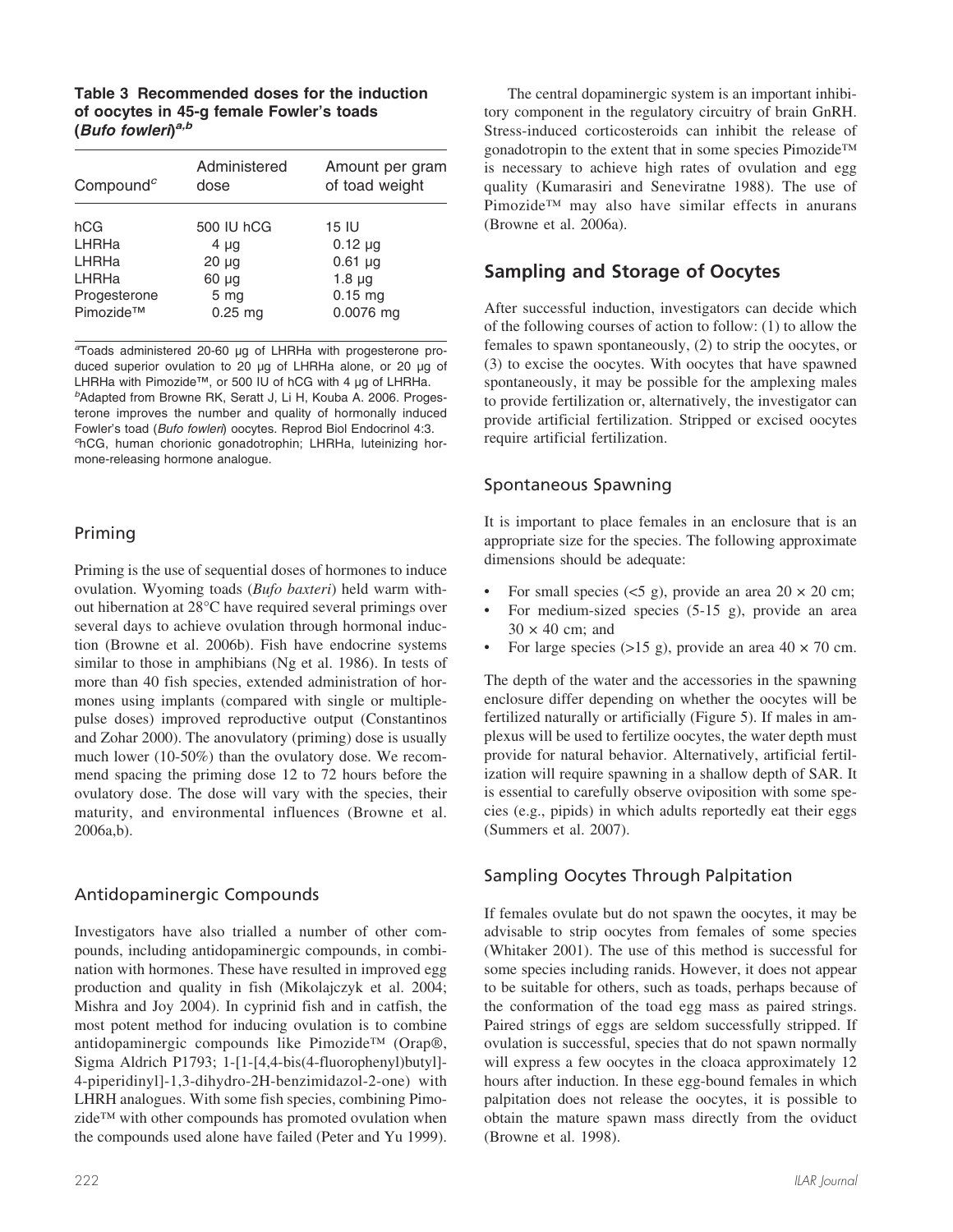**Table 3 Recommended doses for the induction of oocytes in 45-g female Fowler's toads (*Bufo fowleri*)[a,b]**

| Compound[c] | Administered dose | Amount per gram of toad weight |
|---|---|---|
| hCG | 500 IU hCG | 15 IU |
| LHRHa | 4 μg | 0.12 μg |
| LHRHa | 20 μg | 0.61 μg |
| LHRHa | 60 μg | 1.8 μg |
| Progesterone | 5 mg | 0.15 mg |
| Pimozide™ | 0.25 mg | 0.0076 mg |

[a]Toads administered 20-60 μg of LHRHa with progesterone produced superior ovulation to 20 μg of LHRHa alone, or 20 μg of LHRHa with Pimozide™, or 500 IU of hCG with 4 μg of LHRHa.
[b]Adapted from Browne RK, Seratt J, Li H, Kouba A. 2006. Progesterone improves the number and quality of hormonally induced Fowler's toad (*Bufo fowleri*) oocytes. Reprod Biol Endocrinol 4:3.
[c]hCG, human chorionic gonadotrophin; LHRHa, luteinizing hormone-releasing hormone analogue.

## Priming

Priming is the use of sequential doses of hormones to induce ovulation. Wyoming toads (*Bufo baxteri*) held warm without hibernation at 28°C have required several primings over several days to achieve ovulation through hormonal induction (Browne et al. 2006b). Fish have endocrine systems similar to those in amphibians (Ng et al. 1986). In tests of more than 40 fish species, extended administration of hormones using implants (compared with single or multiple-pulse doses) improved reproductive output (Constantinos and Zohar 2000). The anovulatory (priming) dose is usually much lower (10-50%) than the ovulatory dose. We recommend spacing the priming dose 12 to 72 hours before the ovulatory dose. The dose will vary with the species, their maturity, and environmental influences (Browne et al. 2006a,b).

## Antidopaminergic Compounds

Investigators have also trialled a number of other compounds, including antidopaminergic compounds, in combination with hormones. These have resulted in improved egg production and quality in fish (Mikolajczyk et al. 2004; Mishra and Joy 2004). In cyprinid fish and in catfish, the most potent method for inducing ovulation is to combine antidopaminergic compounds like Pimozide™ (Orap®, Sigma Aldrich P1793; 1-[1-[4,4-bis(4-fluorophenyl)butyl]-4-piperidinyl]-1,3-dihydro-2H-benzimidazol-2-one) with LHRH analogues. With some fish species, combining Pimozide™ with other compounds has promoted ovulation when the compounds used alone have failed (Peter and Yu 1999).

The central dopaminergic system is an important inhibitory component in the regulatory circuitry of brain GnRH. Stress-induced corticosteroids can inhibit the release of gonadotropin to the extent that in some species Pimozide™ is necessary to achieve high rates of ovulation and egg quality (Kumarasiri and Seneviratne 1988). The use of Pimozide™ may also have similar effects in anurans (Browne et al. 2006a).

# Sampling and Storage of Oocytes

After successful induction, investigators can decide which of the following courses of action to follow: (1) to allow the females to spawn spontaneously, (2) to strip the oocytes, or (3) to excise the oocytes. With oocytes that have spawned spontaneously, it may be possible for the amplexing males to provide fertilization or, alternatively, the investigator can provide artificial fertilization. Stripped or excised oocytes require artificial fertilization.

## Spontaneous Spawning

It is important to place females in an enclosure that is an appropriate size for the species. The following approximate dimensions should be adequate:

- For small species (<5 g), provide an area 20 × 20 cm;
- For medium-sized species (5-15 g), provide an area 30 × 40 cm; and
- For large species (>15 g), provide an area 40 × 70 cm.

The depth of the water and the accessories in the spawning enclosure differ depending on whether the oocytes will be fertilized naturally or artificially (Figure 5). If males in amplexus will be used to fertilize oocytes, the water depth must provide for natural behavior. Alternatively, artificial fertilization will require spawning in a shallow depth of SAR. It is essential to carefully observe oviposition with some species (e.g., pipids) in which adults reportedly eat their eggs (Summers et al. 2007).

## Sampling Oocytes Through Palpitation

If females ovulate but do not spawn the oocytes, it may be advisable to strip oocytes from females of some species (Whitaker 2001). The use of this method is successful for some species including ranids. However, it does not appear to be suitable for others, such as toads, perhaps because of the conformation of the toad egg mass as paired strings. Paired strings of eggs are seldom successfully stripped. If ovulation is successful, species that do not spawn normally will express a few oocytes in the cloaca approximately 12 hours after induction. In these egg-bound females in which palpitation does not release the oocytes, it is possible to obtain the mature spawn mass directly from the oviduct (Browne et al. 1998).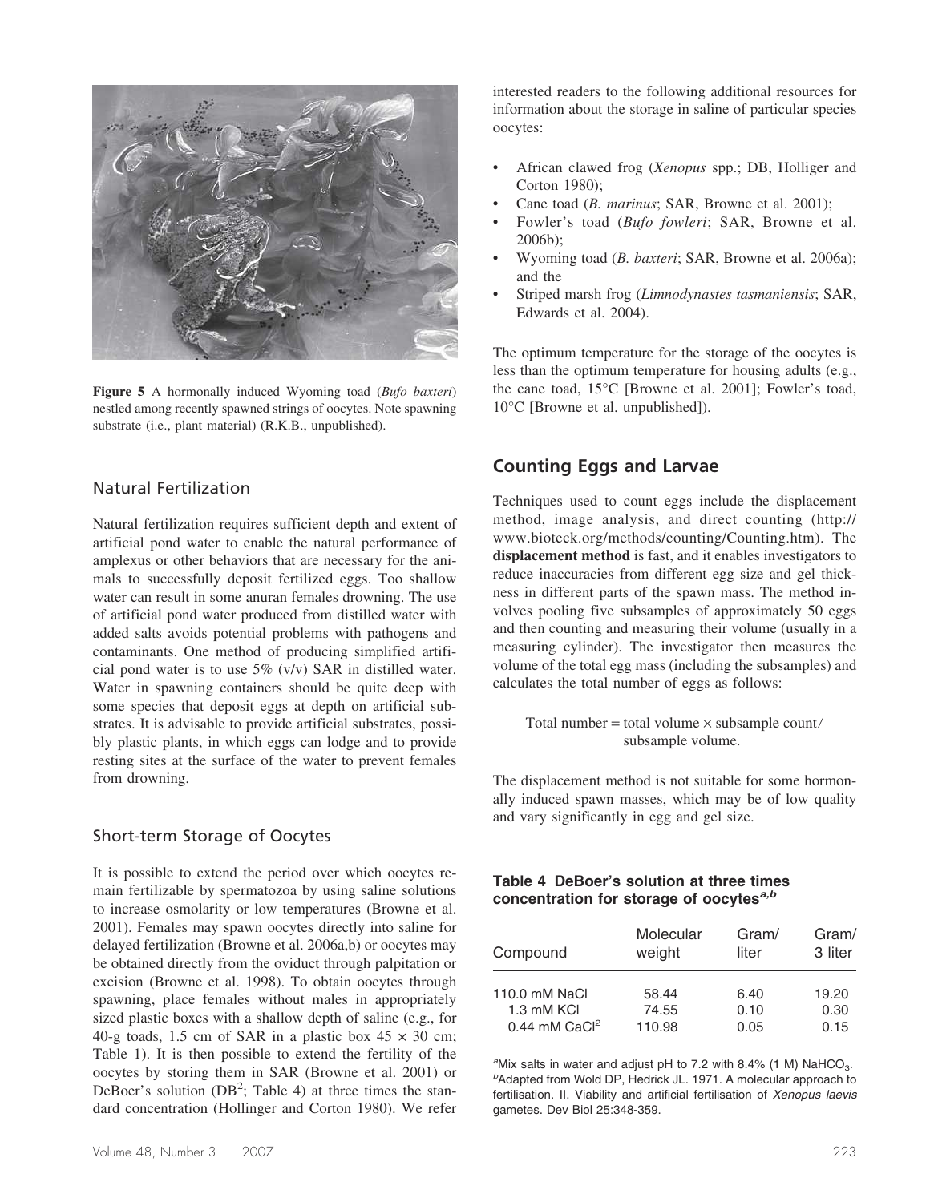**Figure 5** A hormonally induced Wyoming toad (*Bufo baxteri*) nestled among recently spawned strings of oocytes. Note spawning substrate (i.e., plant material) (R.K.B., unpublished).

### Natural Fertilization

Natural fertilization requires sufficient depth and extent of artificial pond water to enable the natural performance of amplexus or other behaviors that are necessary for the animals to successfully deposit fertilized eggs. Too shallow water can result in some anuran females drowning. The use of artificial pond water produced from distilled water with added salts avoids potential problems with pathogens and contaminants. One method of producing simplified artificial pond water is to use 5% (v/v) SAR in distilled water. Water in spawning containers should be quite deep with some species that deposit eggs at depth on artificial substrates. It is advisable to provide artificial substrates, possibly plastic plants, in which eggs can lodge and to provide resting sites at the surface of the water to prevent females from drowning.

### Short-term Storage of Oocytes

It is possible to extend the period over which oocytes remain fertilizable by spermatozoa by using saline solutions to increase osmolarity or low temperatures (Browne et al. 2001). Females may spawn oocytes directly into saline for delayed fertilization (Browne et al. 2006a,b) or oocytes may be obtained directly from the oviduct through palpitation or excision (Browne et al. 1998). To obtain oocytes through spawning, place females without males in appropriately sized plastic boxes with a shallow depth of saline (e.g., for 40-g toads, 1.5 cm of SAR in a plastic box 45 × 30 cm; Table 1). It is then possible to extend the fertility of the oocytes by storing them in SAR (Browne et al. 2001) or DeBoer's solution ($DB^2$; Table 4) at three times the standard concentration (Hollinger and Corton 1980). We refer interested readers to the following additional resources for information about the storage in saline of particular species oocytes:

- African clawed frog (*Xenopus* spp.; DB, Holliger and Corton 1980);
- Cane toad (*B. marinus*; SAR, Browne et al. 2001);
- Fowler's toad (*Bufo fowleri*; SAR, Browne et al. 2006b);
- Wyoming toad (*B. baxteri*; SAR, Browne et al. 2006a); and the
- Striped marsh frog (*Limnodynastes tasmaniensis*; SAR, Edwards et al. 2004).

The optimum temperature for the storage of the oocytes is less than the optimum temperature for housing adults (e.g., the cane toad, 15°C [Browne et al. 2001]; Fowler's toad, 10°C [Browne et al. unpublished]).

## Counting Eggs and Larvae

Techniques used to count eggs include the displacement method, image analysis, and direct counting (http://www.bioteck.org/methods/counting/Counting.htm). The **displacement method** is fast, and it enables investigators to reduce inaccuracies from different egg size and gel thickness in different parts of the spawn mass. The method involves pooling five subsamples of approximately 50 eggs and then counting and measuring their volume (usually in a measuring cylinder). The investigator then measures the volume of the total egg mass (including the subsamples) and calculates the total number of eggs as follows:

$$\text{Total number} = \text{total volume} \times \text{subsample count} / \text{subsample volume}.$$

The displacement method is not suitable for some hormonally induced spawn masses, which may be of low quality and vary significantly in egg and gel size.

**Table 4 DeBoer's solution at three times concentration for storage of oocytes[a,b]**

| Compound | Molecular weight | Gram/ liter | Gram/ 3 liter |
|---|---|---|---|
| 110.0 mM NaCl | 58.44 | 6.40 | 19.20 |
| 1.3 mM KCl | 74.55 | 0.10 | 0.30 |
| 0.44 mM $CaCl^2$ | 110.98 | 0.05 | 0.15 |

[a]Mix salts in water and adjust pH to 7.2 with 8.4% (1 M) $NaHCO_3$.
[b]Adapted from Wold DP, Hedrick JL. 1971. A molecular approach to fertilisation. II. Viability and artificial fertilisation of *Xenopus laevis* gametes. Dev Biol 25:348-359.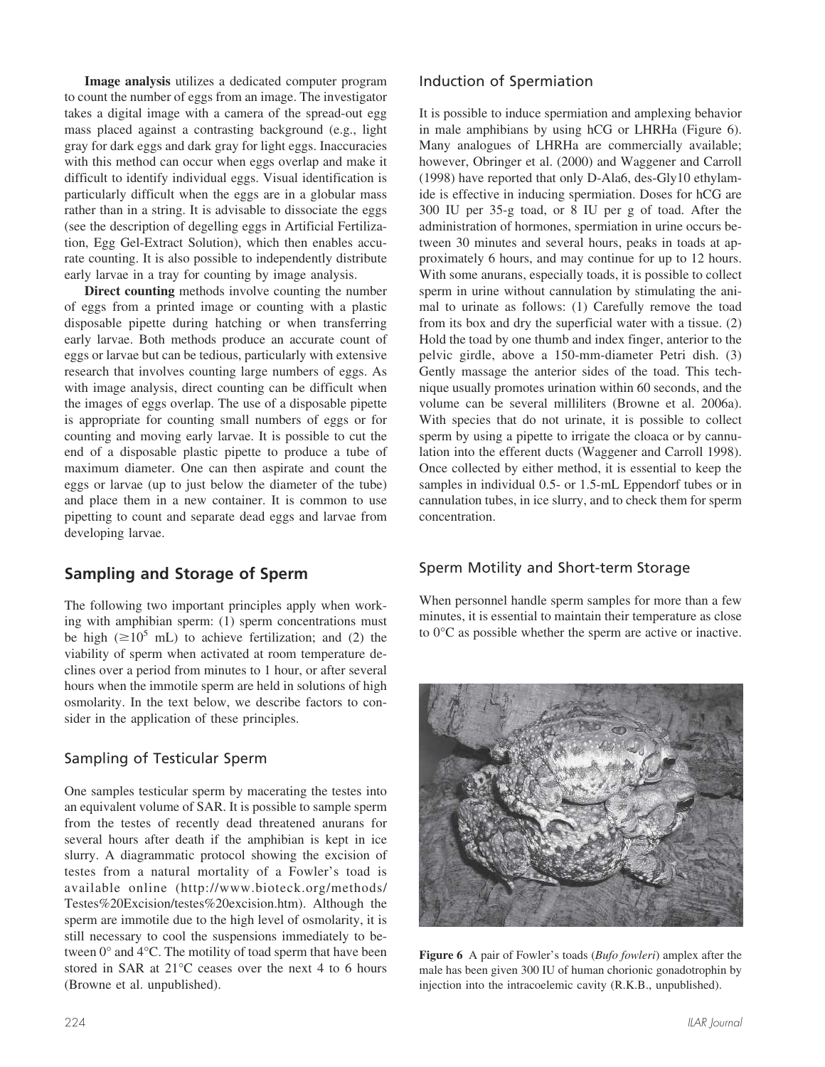**Image analysis** utilizes a dedicated computer program to count the number of eggs from an image. The investigator takes a digital image with a camera of the spread-out egg mass placed against a contrasting background (e.g., light gray for dark eggs and dark gray for light eggs). Inaccuracies with this method can occur when eggs overlap and make it difficult to identify individual eggs. Visual identification is particularly difficult when the eggs are in a globular mass rather than in a string. It is advisable to dissociate the eggs (see the description of degelling eggs in Artificial Fertilization, Egg Gel-Extract Solution), which then enables accurate counting. It is also possible to independently distribute early larvae in a tray for counting by image analysis.

**Direct counting** methods involve counting the number of eggs from a printed image or counting with a plastic disposable pipette during hatching or when transferring early larvae. Both methods produce an accurate count of eggs or larvae but can be tedious, particularly with extensive research that involves counting large numbers of eggs. As with image analysis, direct counting can be difficult when the images of eggs overlap. The use of a disposable pipette is appropriate for counting small numbers of eggs or for counting and moving early larvae. It is possible to cut the end of a disposable plastic pipette to produce a tube of maximum diameter. One can then aspirate and count the eggs or larvae (up to just below the diameter of the tube) and place them in a new container. It is common to use pipetting to count and separate dead eggs and larvae from developing larvae.

## Sampling and Storage of Sperm

The following two important principles apply when working with amphibian sperm: (1) sperm concentrations must be high ($\geq 10^5$ mL) to achieve fertilization; and (2) the viability of sperm when activated at room temperature declines over a period from minutes to 1 hour, or after several hours when the immotile sperm are held in solutions of high osmolarity. In the text below, we describe factors to consider in the application of these principles.

### Sampling of Testicular Sperm

One samples testicular sperm by macerating the testes into an equivalent volume of SAR. It is possible to sample sperm from the testes of recently dead threatened anurans for several hours after death if the amphibian is kept in ice slurry. A diagrammatic protocol showing the excision of testes from a natural mortality of a Fowler's toad is available online (http://www.bioteck.org/methods/Testes%20Excision/testes%20excision.htm). Although the sperm are immotile due to the high level of osmolarity, it is still necessary to cool the suspensions immediately to between 0° and 4°C. The motility of toad sperm that have been stored in SAR at 21°C ceases over the next 4 to 6 hours (Browne et al. unpublished).

### Induction of Spermiation

It is possible to induce spermiation and amplexing behavior in male amphibians by using hCG or LHRHa (Figure 6). Many analogues of LHRHa are commercially available; however, Obringer et al. (2000) and Waggener and Carroll (1998) have reported that only D-Ala6, des-Gly10 ethylamide is effective in inducing spermiation. Doses for hCG are 300 IU per 35-g toad, or 8 IU per g of toad. After the administration of hormones, spermiation in urine occurs between 30 minutes and several hours, peaks in toads at approximately 6 hours, and may continue for up to 12 hours. With some anurans, especially toads, it is possible to collect sperm in urine without cannulation by stimulating the animal to urinate as follows: (1) Carefully remove the toad from its box and dry the superficial water with a tissue. (2) Hold the toad by one thumb and index finger, anterior to the pelvic girdle, above a 150-mm-diameter Petri dish. (3) Gently massage the anterior sides of the toad. This technique usually promotes urination within 60 seconds, and the volume can be several milliliters (Browne et al. 2006a). With species that do not urinate, it is possible to collect sperm by using a pipette to irrigate the cloaca or by cannulation into the efferent ducts (Waggener and Carroll 1998). Once collected by either method, it is essential to keep the samples in individual 0.5- or 1.5-mL Eppendorf tubes or in cannulation tubes, in ice slurry, and to check them for sperm concentration.

### Sperm Motility and Short-term Storage

When personnel handle sperm samples for more than a few minutes, it is essential to maintain their temperature as close to 0°C as possible whether the sperm are active or inactive.

**Figure 6** A pair of Fowler's toads (*Bufo fowleri*) amplex after the male has been given 300 IU of human chorionic gonadotrophin by injection into the intracoelemic cavity (R.K.B., unpublished).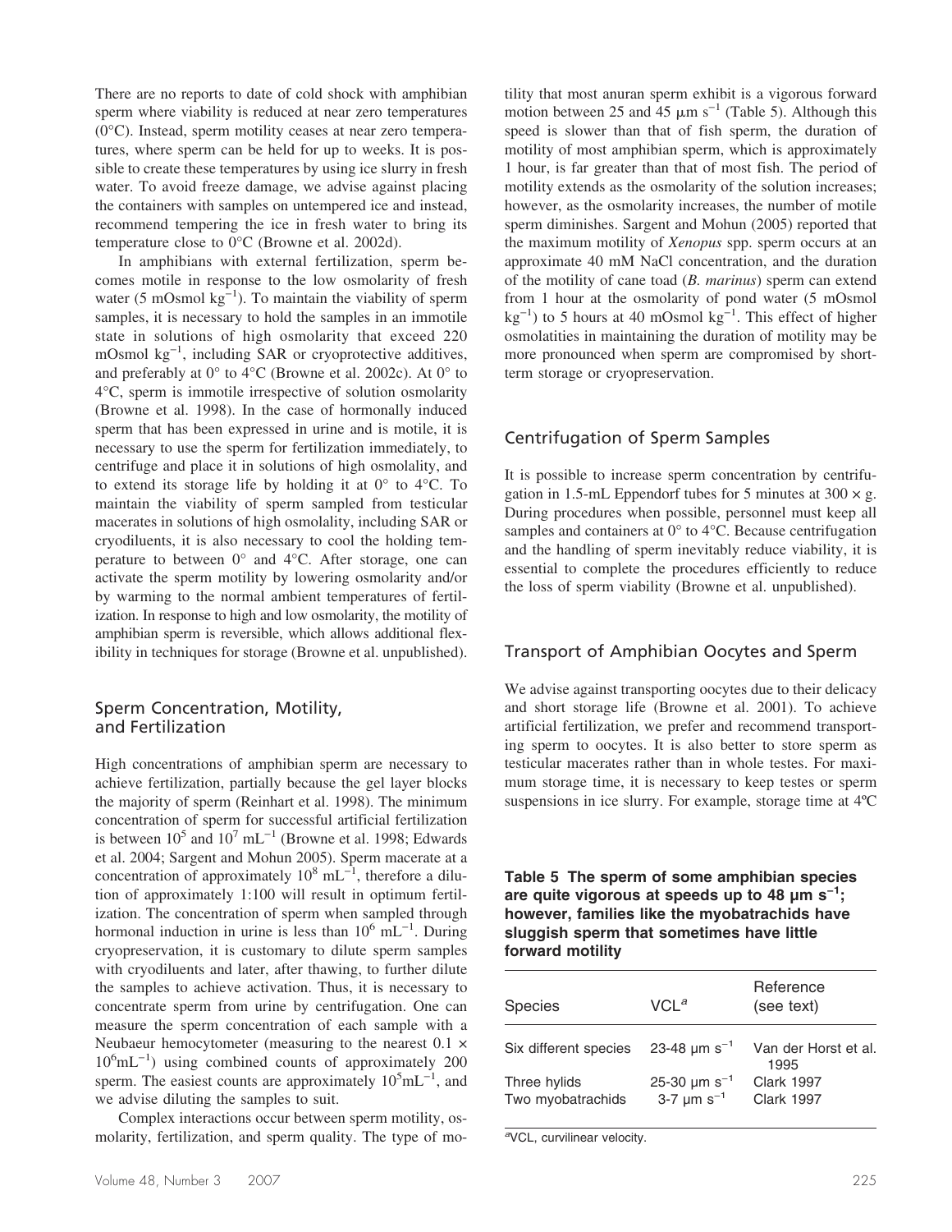There are no reports to date of cold shock with amphibian sperm where viability is reduced at near zero temperatures (0°C). Instead, sperm motility ceases at near zero temperatures, where sperm can be held for up to weeks. It is possible to create these temperatures by using ice slurry in fresh water. To avoid freeze damage, we advise against placing the containers with samples on untempered ice and instead, recommend tempering the ice in fresh water to bring its temperature close to 0°C (Browne et al. 2002d).

In amphibians with external fertilization, sperm becomes motile in response to the low osmolarity of fresh water (5 mOsmol $kg^{-1}$). To maintain the viability of sperm samples, it is necessary to hold the samples in an immotile state in solutions of high osmolarity that exceed 220 mOsmol $kg^{-1}$, including SAR or cryoprotective additives, and preferably at 0° to 4°C (Browne et al. 2002c). At 0° to 4°C, sperm is immotile irrespective of solution osmolarity (Browne et al. 1998). In the case of hormonally induced sperm that has been expressed in urine and is motile, it is necessary to use the sperm for fertilization immediately, to centrifuge and place it in solutions of high osmolality, and to extend its storage life by holding it at 0° to 4°C. To maintain the viability of sperm sampled from testicular macerates in solutions of high osmolality, including SAR or cryodiluents, it is also necessary to cool the holding temperature to between 0° and 4°C. After storage, one can activate the sperm motility by lowering osmolarity and/or by warming to the normal ambient temperatures of fertilization. In response to high and low osmolarity, the motility of amphibian sperm is reversible, which allows additional flexibility in techniques for storage (Browne et al. unpublished).

## Sperm Concentration, Motility, and Fertilization

High concentrations of amphibian sperm are necessary to achieve fertilization, partially because the gel layer blocks the majority of sperm (Reinhart et al. 1998). The minimum concentration of sperm for successful artificial fertilization is between $10^5$ and $10^7$ $mL^{-1}$ (Browne et al. 1998; Edwards et al. 2004; Sargent and Mohun 2005). Sperm macerate at a concentration of approximately $10^8$ $mL^{-1}$, therefore a dilution of approximately 1:100 will result in optimum fertilization. The concentration of sperm when sampled through hormonal induction in urine is less than $10^6$ $mL^{-1}$. During cryopreservation, it is customary to dilute sperm samples with cryodiluents and later, after thawing, to further dilute the samples to achieve activation. Thus, it is necessary to concentrate sperm from urine by centrifugation. One can measure the sperm concentration of each sample with a Neubaeur hemocytometer (measuring to the nearest 0.1 × $10^6 mL^{-1}$) using combined counts of approximately 200 sperm. The easiest counts are approximately $10^5 mL^{-1}$, and we advise diluting the samples to suit.

Complex interactions occur between sperm motility, osmolarity, fertilization, and sperm quality. The type of motility that most anuran sperm exhibit is a vigorous forward motion between 25 and 45 μm $s^{-1}$ (Table 5). Although this speed is slower than that of fish sperm, the duration of motility of most amphibian sperm, which is approximately 1 hour, is far greater than that of most fish. The period of motility extends as the osmolarity of the solution increases; however, as the osmolarity increases, the number of motile sperm diminishes. Sargent and Mohun (2005) reported that the maximum motility of *Xenopus* spp. sperm occurs at an approximate 40 mM NaCl concentration, and the duration of the motility of cane toad (*B. marinus*) sperm can extend from 1 hour at the osmolarity of pond water (5 mOsmol $kg^{-1}$) to 5 hours at 40 mOsmol $kg^{-1}$. This effect of higher osmolatities in maintaining the duration of motility may be more pronounced when sperm are compromised by short-term storage or cryopreservation.

## Centrifugation of Sperm Samples

It is possible to increase sperm concentration by centrifugation in 1.5-mL Eppendorf tubes for 5 minutes at 300 × g. During procedures when possible, personnel must keep all samples and containers at 0° to 4°C. Because centrifugation and the handling of sperm inevitably reduce viability, it is essential to complete the procedures efficiently to reduce the loss of sperm viability (Browne et al. unpublished).

## Transport of Amphibian Oocytes and Sperm

We advise against transporting oocytes due to their delicacy and short storage life (Browne et al. 2001). To achieve artificial fertilization, we prefer and recommend transporting sperm to oocytes. It is also better to store sperm as testicular macerates rather than in whole testes. For maximum storage time, it is necessary to keep testes or sperm suspensions in ice slurry. For example, storage time at 4ºC

**Table 5 The sperm of some amphibian species are quite vigorous at speeds up to 48 μm $s^{-1}$; however, families like the myobatrachids have sluggish sperm that sometimes have little forward motility**

| Species | VCL[a] | Reference (see text) |
|---|---|---|
| Six different species | 23-48 μm $s^{-1}$ | Van der Horst et al. 1995 |
| Three hylids | 25-30 μm $s^{-1}$ | Clark 1997 |
| Two myobatrachids | 3-7 μm $s^{-1}$ | Clark 1997 |

[a]VCL, curvilinear velocity.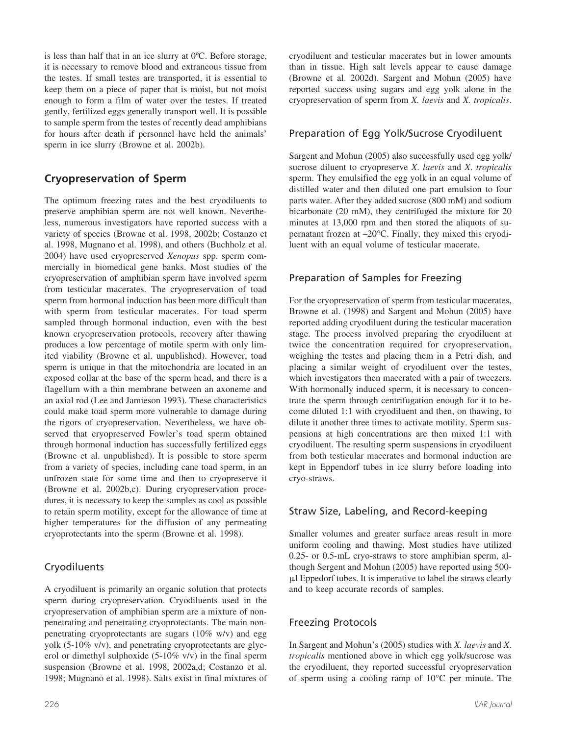is less than half that in an ice slurry at 0ºC. Before storage, it is necessary to remove blood and extraneous tissue from the testes. If small testes are transported, it is essential to keep them on a piece of paper that is moist, but not moist enough to form a film of water over the testes. If treated gently, fertilized eggs generally transport well. It is possible to sample sperm from the testes of recently dead amphibians for hours after death if personnel have held the animals' sperm in ice slurry (Browne et al. 2002b).

## Cryopreservation of Sperm

The optimum freezing rates and the best cryodiluents to preserve amphibian sperm are not well known. Nevertheless, numerous investigators have reported success with a variety of species (Browne et al. 1998, 2002b; Costanzo et al. 1998, Mugnano et al. 1998), and others (Buchholz et al. 2004) have used cryopreserved *Xenopus* spp. sperm commercially in biomedical gene banks. Most studies of the cryopreservation of amphibian sperm have involved sperm from testicular macerates. The cryopreservation of toad sperm from hormonal induction has been more difficult than with sperm from testicular macerates. For toad sperm sampled through hormonal induction, even with the best known cryopreservation protocols, recovery after thawing produces a low percentage of motile sperm with only limited viability (Browne et al. unpublished). However, toad sperm is unique in that the mitochondria are located in an exposed collar at the base of the sperm head, and there is a flagellum with a thin membrane between an axoneme and an axial rod (Lee and Jamieson 1993). These characteristics could make toad sperm more vulnerable to damage during the rigors of cryopreservation. Nevertheless, we have observed that cryopreserved Fowler's toad sperm obtained through hormonal induction has successfully fertilized eggs (Browne et al. unpublished). It is possible to store sperm from a variety of species, including cane toad sperm, in an unfrozen state for some time and then to cryopreserve it (Browne et al. 2002b,c). During cryopreservation procedures, it is necessary to keep the samples as cool as possible to retain sperm motility, except for the allowance of time at higher temperatures for the diffusion of any permeating cryoprotectants into the sperm (Browne et al. 1998).

### Cryodiluents

A cryodiluent is primarily an organic solution that protects sperm during cryopreservation. Cryodiluents used in the cryopreservation of amphibian sperm are a mixture of nonpenetrating and penetrating cryoprotectants. The main nonpenetrating cryoprotectants are sugars (10% w/v) and egg yolk (5-10% v/v), and penetrating cryoprotectants are glycerol or dimethyl sulphoxide (5-10% v/v) in the final sperm suspension (Browne et al. 1998, 2002a,d; Costanzo et al. 1998; Mugnano et al. 1998). Salts exist in final mixtures of cryodiluent and testicular macerates but in lower amounts than in tissue. High salt levels appear to cause damage (Browne et al. 2002d). Sargent and Mohun (2005) have reported success using sugars and egg yolk alone in the cryopreservation of sperm from *X. laevis* and *X. tropicalis*.

### Preparation of Egg Yolk/Sucrose Cryodiluent

Sargent and Mohun (2005) also successfully used egg yolk/sucrose diluent to cryopreserve *X. laevis* and *X. tropicalis* sperm. They emulsified the egg yolk in an equal volume of distilled water and then diluted one part emulsion to four parts water. After they added sucrose (800 mM) and sodium bicarbonate (20 mM), they centrifuged the mixture for 20 minutes at 13,000 rpm and then stored the aliquots of supernatant frozen at –20°C. Finally, they mixed this cryodiluent with an equal volume of testicular macerate.

### Preparation of Samples for Freezing

For the cryopreservation of sperm from testicular macerates, Browne et al. (1998) and Sargent and Mohun (2005) have reported adding cryodiluent during the testicular maceration stage. The process involved preparing the cryodiluent at twice the concentration required for cryopreservation, weighing the testes and placing them in a Petri dish, and placing a similar weight of cryodiluent over the testes, which investigators then macerated with a pair of tweezers. With hormonally induced sperm, it is necessary to concentrate the sperm through centrifugation enough for it to become diluted 1:1 with cryodiluent and then, on thawing, to dilute it another three times to activate motility. Sperm suspensions at high concentrations are then mixed 1:1 with cryodiluent. The resulting sperm suspensions in cryodiluent from both testicular macerates and hormonal induction are kept in Eppendorf tubes in ice slurry before loading into cryo-straws.

### Straw Size, Labeling, and Record-keeping

Smaller volumes and greater surface areas result in more uniform cooling and thawing. Most studies have utilized 0.25- or 0.5-mL cryo-straws to store amphibian sperm, although Sergent and Mohun (2005) have reported using 500-μl Eppedorf tubes. It is imperative to label the straws clearly and to keep accurate records of samples.

### Freezing Protocols

In Sargent and Mohun's (2005) studies with *X. laevis* and *X. tropicalis* mentioned above in which egg yolk/sucrose was the cryodiluent, they reported successful cryopreservation of sperm using a cooling ramp of 10°C per minute. The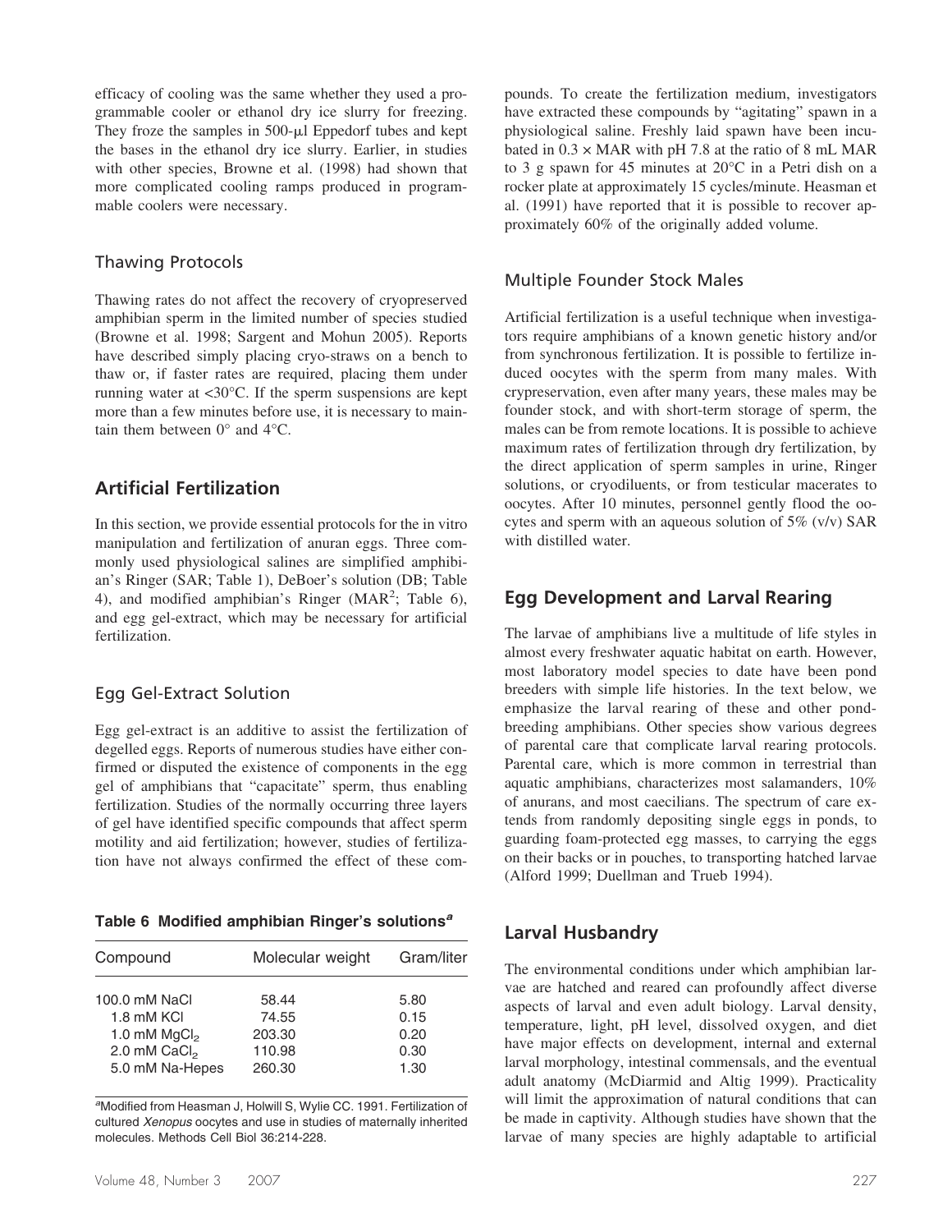efficacy of cooling was the same whether they used a programmable cooler or ethanol dry ice slurry for freezing. They froze the samples in 500-μl Eppedorf tubes and kept the bases in the ethanol dry ice slurry. Earlier, in studies with other species, Browne et al. (1998) had shown that more complicated cooling ramps produced in programmable coolers were necessary.

### Thawing Protocols

Thawing rates do not affect the recovery of cryopreserved amphibian sperm in the limited number of species studied (Browne et al. 1998; Sargent and Mohun 2005). Reports have described simply placing cryo-straws on a bench to thaw or, if faster rates are required, placing them under running water at <30°C. If the sperm suspensions are kept more than a few minutes before use, it is necessary to maintain them between 0° and 4°C.

## Artificial Fertilization

In this section, we provide essential protocols for the in vitro manipulation and fertilization of anuran eggs. Three commonly used physiological salines are simplified amphibian's Ringer (SAR; Table 1), DeBoer's solution (DB; Table 4), and modified amphibian's Ringer (MAR[2]; Table 6), and egg gel-extract, which may be necessary for artificial fertilization.

### Egg Gel-Extract Solution

Egg gel-extract is an additive to assist the fertilization of degelled eggs. Reports of numerous studies have either confirmed or disputed the existence of components in the egg gel of amphibians that "capacitate" sperm, thus enabling fertilization. Studies of the normally occurring three layers of gel have identified specific compounds that affect sperm motility and aid fertilization; however, studies of fertilization have not always confirmed the effect of these compounds. To create the fertilization medium, investigators have extracted these compounds by "agitating" spawn in a physiological saline. Freshly laid spawn have been incubated in 0.3 × MAR with pH 7.8 at the ratio of 8 mL MAR to 3 g spawn for 45 minutes at 20°C in a Petri dish on a rocker plate at approximately 15 cycles/minute. Heasman et al. (1991) have reported that it is possible to recover approximately 60% of the originally added volume.

**Table 6 Modified amphibian Ringer's solutions[a]**

| Compound | Molecular weight | Gram/liter |
|---|---|---|
| 100.0 mM NaCl | 58.44 | 5.80 |
| 1.8 mM KCl | 74.55 | 0.15 |
| 1.0 mM $MgCl_2$ | 203.30 | 0.20 |
| 2.0 mM $CaCl_2$ | 110.98 | 0.30 |
| 5.0 mM Na-Hepes | 260.30 | 1.30 |

[a]Modified from Heasman J, Holwill S, Wylie CC. 1991. Fertilization of cultured *Xenopus* oocytes and use in studies of maternally inherited molecules. Methods Cell Biol 36:214-228.

### Multiple Founder Stock Males

Artificial fertilization is a useful technique when investigators require amphibians of a known genetic history and/or from synchronous fertilization. It is possible to fertilize induced oocytes with the sperm from many males. With crypreservation, even after many years, these males may be founder stock, and with short-term storage of sperm, the males can be from remote locations. It is possible to achieve maximum rates of fertilization through dry fertilization, by the direct application of sperm samples in urine, Ringer solutions, or cryodiluents, or from testicular macerates to oocytes. After 10 minutes, personnel gently flood the oocytes and sperm with an aqueous solution of 5% (v/v) SAR with distilled water.

## Egg Development and Larval Rearing

The larvae of amphibians live a multitude of life styles in almost every freshwater aquatic habitat on earth. However, most laboratory model species to date have been pond breeders with simple life histories. In the text below, we emphasize the larval rearing of these and other pond-breeding amphibians. Other species show various degrees of parental care that complicate larval rearing protocols. Parental care, which is more common in terrestrial than aquatic amphibians, characterizes most salamanders, 10% of anurans, and most caecilians. The spectrum of care extends from randomly depositing single eggs in ponds, to guarding foam-protected egg masses, to carrying the eggs on their backs or in pouches, to transporting hatched larvae (Alford 1999; Duellman and Trueb 1994).

## Larval Husbandry

The environmental conditions under which amphibian larvae are hatched and reared can profoundly affect diverse aspects of larval and even adult biology. Larval density, temperature, light, pH level, dissolved oxygen, and diet have major effects on development, internal and external larval morphology, intestinal commensals, and the eventual adult anatomy (McDiarmid and Altig 1999). Practicality will limit the approximation of natural conditions that can be made in captivity. Although studies have shown that the larvae of many species are highly adaptable to artificial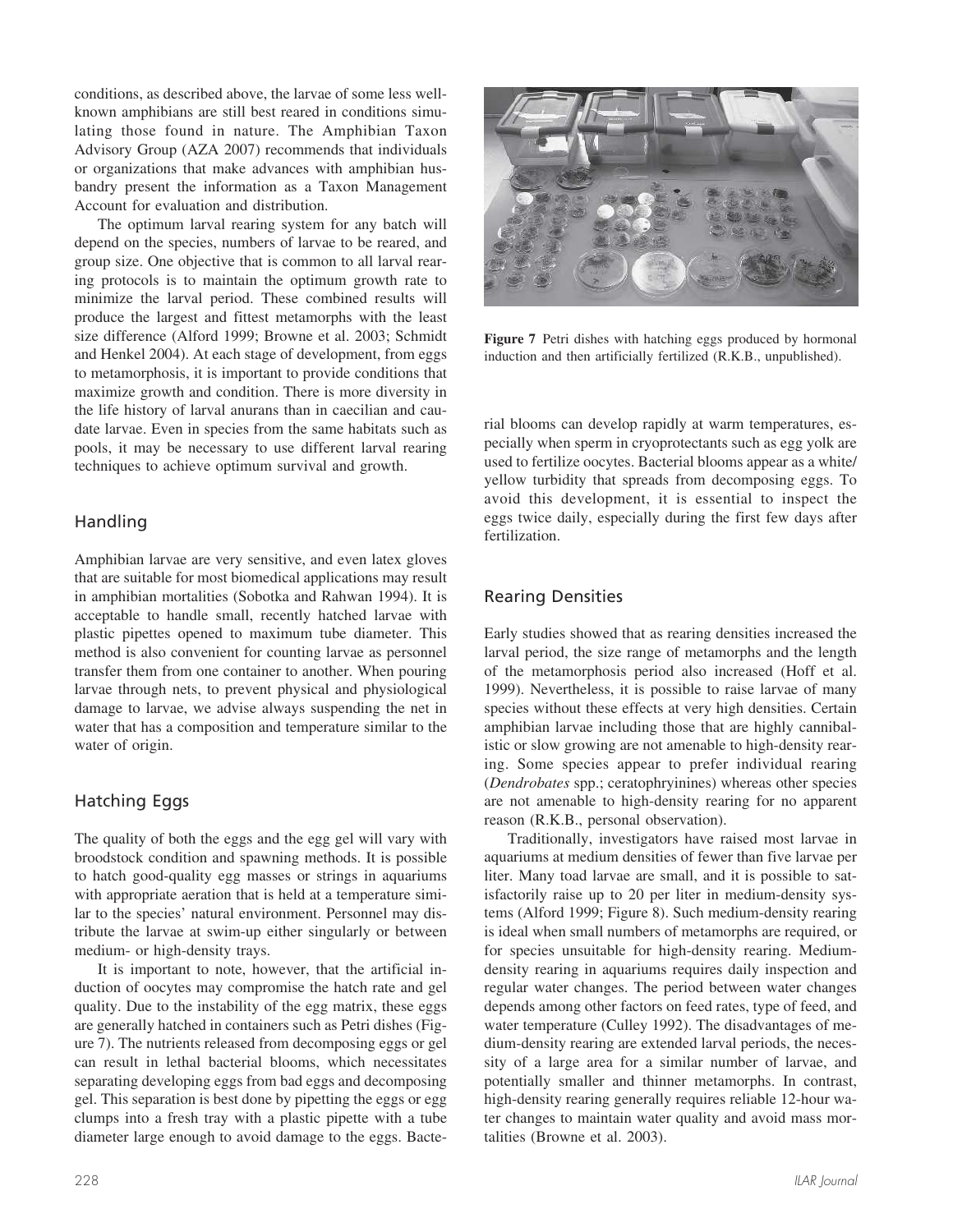conditions, as described above, the larvae of some less well-known amphibians are still best reared in conditions simulating those found in nature. The Amphibian Taxon Advisory Group (AZA 2007) recommends that individuals or organizations that make advances with amphibian husbandry present the information as a Taxon Management Account for evaluation and distribution.

The optimum larval rearing system for any batch will depend on the species, numbers of larvae to be reared, and group size. One objective that is common to all larval rearing protocols is to maintain the optimum growth rate to minimize the larval period. These combined results will produce the largest and fittest metamorphs with the least size difference (Alford 1999; Browne et al. 2003; Schmidt and Henkel 2004). At each stage of development, from eggs to metamorphosis, it is important to provide conditions that maximize growth and condition. There is more diversity in the life history of larval anurans than in caecilian and caudate larvae. Even in species from the same habitats such as pools, it may be necessary to use different larval rearing techniques to achieve optimum survival and growth.

## Handling

Amphibian larvae are very sensitive, and even latex gloves that are suitable for most biomedical applications may result in amphibian mortalities (Sobotka and Rahwan 1994). It is acceptable to handle small, recently hatched larvae with plastic pipettes opened to maximum tube diameter. This method is also convenient for counting larvae as personnel transfer them from one container to another. When pouring larvae through nets, to prevent physical and physiological damage to larvae, we advise always suspending the net in water that has a composition and temperature similar to the water of origin.

## Hatching Eggs

The quality of both the eggs and the egg gel will vary with broodstock condition and spawning methods. It is possible to hatch good-quality egg masses or strings in aquariums with appropriate aeration that is held at a temperature similar to the species' natural environment. Personnel may distribute the larvae at swim-up either singularly or between medium- or high-density trays.

It is important to note, however, that the artificial induction of oocytes may compromise the hatch rate and gel quality. Due to the instability of the egg matrix, these eggs are generally hatched in containers such as Petri dishes (Figure 7). The nutrients released from decomposing eggs or gel can result in lethal bacterial blooms, which necessitates separating developing eggs from bad eggs and decomposing gel. This separation is best done by pipetting the eggs or egg clumps into a fresh tray with a plastic pipette with a tube diameter large enough to avoid damage to the eggs. Bacterial blooms can develop rapidly at warm temperatures, especially when sperm in cryoprotectants such as egg yolk are used to fertilize oocytes. Bacterial blooms appear as a white/yellow turbidity that spreads from decomposing eggs. To avoid this development, it is essential to inspect the eggs twice daily, especially during the first few days after fertilization.

**Figure 7** Petri dishes with hatching eggs produced by hormonal induction and then artificially fertilized (R.K.B., unpublished).

## Rearing Densities

Early studies showed that as rearing densities increased the larval period, the size range of metamorphs and the length of the metamorphosis period also increased (Hoff et al. 1999). Nevertheless, it is possible to raise larvae of many species without these effects at very high densities. Certain amphibian larvae including those that are highly cannibalistic or slow growing are not amenable to high-density rearing. Some species appear to prefer individual rearing (*Dendrobates* spp.; ceratophryinines) whereas other species are not amenable to high-density rearing for no apparent reason (R.K.B., personal observation).

Traditionally, investigators have raised most larvae in aquariums at medium densities of fewer than five larvae per liter. Many toad larvae are small, and it is possible to satisfactorily raise up to 20 per liter in medium-density systems (Alford 1999; Figure 8). Such medium-density rearing is ideal when small numbers of metamorphs are required, or for species unsuitable for high-density rearing. Medium-density rearing in aquariums requires daily inspection and regular water changes. The period between water changes depends among other factors on feed rates, type of feed, and water temperature (Culley 1992). The disadvantages of medium-density rearing are extended larval periods, the necessity of a large area for a similar number of larvae, and potentially smaller and thinner metamorphs. In contrast, high-density rearing generally requires reliable 12-hour water changes to maintain water quality and avoid mass mortalities (Browne et al. 2003).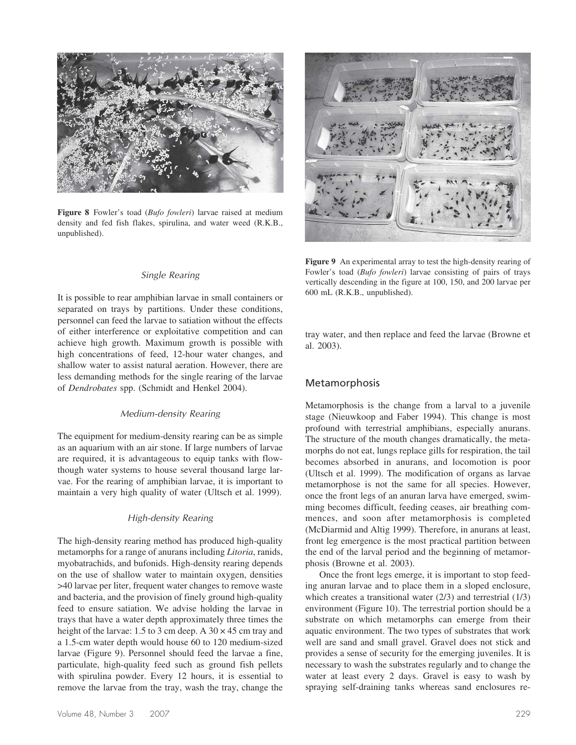**Figure 8** Fowler's toad (*Bufo fowleri*) larvae raised at medium density and fed fish flakes, spirulina, and water weed (R.K.B., unpublished).

### *Single Rearing*

It is possible to rear amphibian larvae in small containers or separated on trays by partitions. Under these conditions, personnel can feed the larvae to satiation without the effects of either interference or exploitative competition and can achieve high growth. Maximum growth is possible with high concentrations of feed, 12-hour water changes, and shallow water to assist natural aeration. However, there are less demanding methods for the single rearing of the larvae of *Dendrobates* spp. (Schmidt and Henkel 2004).

### *Medium-density Rearing*

The equipment for medium-density rearing can be as simple as an aquarium with an air stone. If large numbers of larvae are required, it is advantageous to equip tanks with flow-though water systems to house several thousand large larvae. For the rearing of amphibian larvae, it is important to maintain a very high quality of water (Ultsch et al. 1999).

### *High-density Rearing*

The high-density rearing method has produced high-quality metamorphs for a range of anurans including *Litoria*, ranids, myobatrachids, and bufonids. High-density rearing depends on the use of shallow water to maintain oxygen, densities >40 larvae per liter, frequent water changes to remove waste and bacteria, and the provision of finely ground high-quality feed to ensure satiation. We advise holding the larvae in trays that have a water depth approximately three times the height of the larvae: 1.5 to 3 cm deep. A 30 × 45 cm tray and a 1.5-cm water depth would house 60 to 120 medium-sized larvae (Figure 9). Personnel should feed the larvae a fine, particulate, high-quality feed such as ground fish pellets with spirulina powder. Every 12 hours, it is essential to remove the larvae from the tray, wash the tray, change the tray water, and then replace and feed the larvae (Browne et al. 2003).

**Figure 9** An experimental array to test the high-density rearing of Fowler's toad (*Bufo fowleri*) larvae consisting of pairs of trays vertically descending in the figure at 100, 150, and 200 larvae per 600 mL (R.K.B., unpublished).

## Metamorphosis

Metamorphosis is the change from a larval to a juvenile stage (Nieuwkoop and Faber 1994). This change is most profound with terrestrial amphibians, especially anurans. The structure of the mouth changes dramatically, the metamorphs do not eat, lungs replace gills for respiration, the tail becomes absorbed in anurans, and locomotion is poor (Ultsch et al. 1999). The modification of organs as larvae metamorphose is not the same for all species. However, once the front legs of an anuran larva have emerged, swimming becomes difficult, feeding ceases, air breathing commences, and soon after metamorphosis is completed (McDiarmid and Altig 1999). Therefore, in anurans at least, front leg emergence is the most practical partition between the end of the larval period and the beginning of metamorphosis (Browne et al. 2003).

Once the front legs emerge, it is important to stop feeding anuran larvae and to place them in a sloped enclosure, which creates a transitional water (2/3) and terrestrial (1/3) environment (Figure 10). The terrestrial portion should be a substrate on which metamorphs can emerge from their aquatic environment. The two types of substrates that work well are sand and small gravel. Gravel does not stick and provides a sense of security for the emerging juveniles. It is necessary to wash the substrates regularly and to change the water at least every 2 days. Gravel is easy to wash by spraying self-draining tanks whereas sand enclosures re-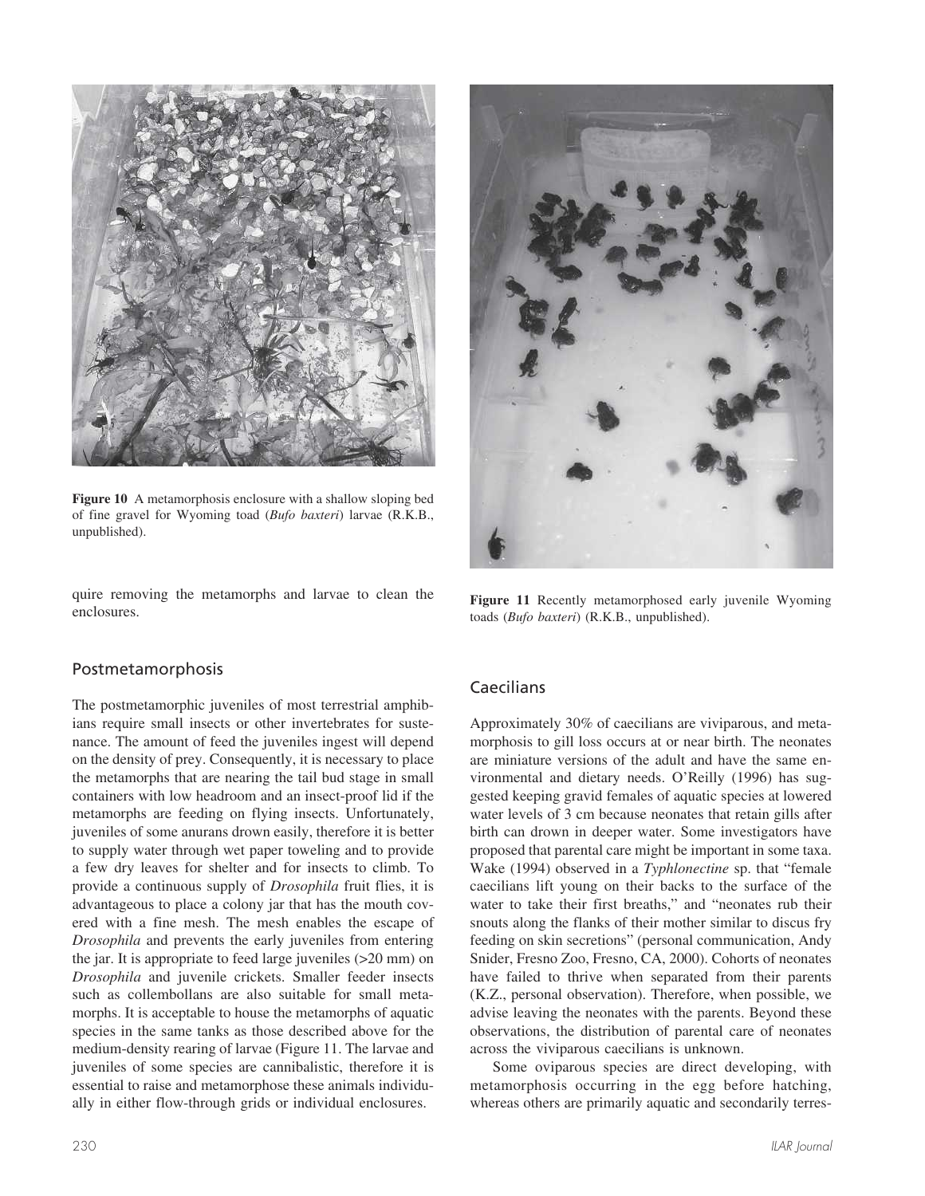**Figure 10** A metamorphosis enclosure with a shallow sloping bed of fine gravel for Wyoming toad (*Bufo baxteri*) larvae (R.K.B., unpublished).

quire removing the metamorphs and larvae to clean the enclosures.

**Figure 11** Recently metamorphosed early juvenile Wyoming toads (*Bufo baxteri*) (R.K.B., unpublished).

## Postmetamorphosis

The postmetamorphic juveniles of most terrestrial amphibians require small insects or other invertebrates for sustenance. The amount of feed the juveniles ingest will depend on the density of prey. Consequently, it is necessary to place the metamorphs that are nearing the tail bud stage in small containers with low headroom and an insect-proof lid if the metamorphs are feeding on flying insects. Unfortunately, juveniles of some anurans drown easily, therefore it is better to supply water through wet paper toweling and to provide a few dry leaves for shelter and for insects to climb. To provide a continuous supply of *Drosophila* fruit flies, it is advantageous to place a colony jar that has the mouth covered with a fine mesh. The mesh enables the escape of *Drosophila* and prevents the early juveniles from entering the jar. It is appropriate to feed large juveniles (>20 mm) on *Drosophila* and juvenile crickets. Smaller feeder insects such as collembollans are also suitable for small metamorphs. It is acceptable to house the metamorphs of aquatic species in the same tanks as those described above for the medium-density rearing of larvae (Figure 11. The larvae and juveniles of some species are cannibalistic, therefore it is essential to raise and metamorphose these animals individually in either flow-through grids or individual enclosures.

## Caecilians

Approximately 30% of caecilians are viviparous, and metamorphosis to gill loss occurs at or near birth. The neonates are miniature versions of the adult and have the same environmental and dietary needs. O'Reilly (1996) has suggested keeping gravid females of aquatic species at lowered water levels of 3 cm because neonates that retain gills after birth can drown in deeper water. Some investigators have proposed that parental care might be important in some taxa. Wake (1994) observed in a *Typhlonectine* sp. that "female caecilians lift young on their backs to the surface of the water to take their first breaths," and "neonates rub their snouts along the flanks of their mother similar to discus fry feeding on skin secretions" (personal communication, Andy Snider, Fresno Zoo, Fresno, CA, 2000). Cohorts of neonates have failed to thrive when separated from their parents (K.Z., personal observation). Therefore, when possible, we advise leaving the neonates with the parents. Beyond these observations, the distribution of parental care of neonates across the viviparous caecilians is unknown.

Some oviparous species are direct developing, with metamorphosis occurring in the egg before hatching, whereas others are primarily aquatic and secondarily terres-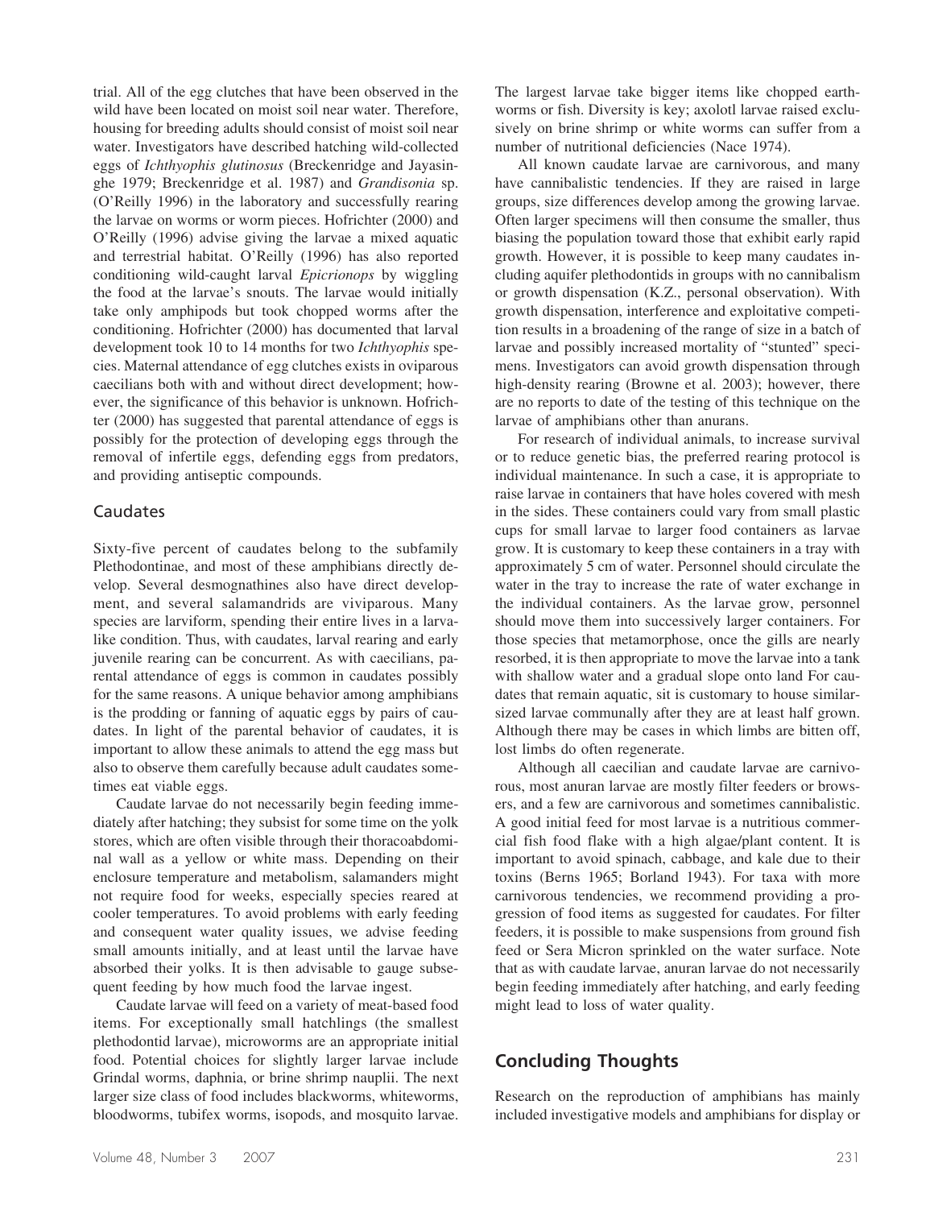trial. All of the egg clutches that have been observed in the wild have been located on moist soil near water. Therefore, housing for breeding adults should consist of moist soil near water. Investigators have described hatching wild-collected eggs of *Ichthyophis glutinosus* (Breckenridge and Jayasinghe 1979; Breckenridge et al. 1987) and *Grandisonia* sp. (O'Reilly 1996) in the laboratory and successfully rearing the larvae on worms or worm pieces. Hofrichter (2000) and O'Reilly (1996) advise giving the larvae a mixed aquatic and terrestrial habitat. O'Reilly (1996) has also reported conditioning wild-caught larval *Epicrionops* by wiggling the food at the larvae's snouts. The larvae would initially take only amphipods but took chopped worms after the conditioning. Hofrichter (2000) has documented that larval development took 10 to 14 months for two *Ichthyophis* species. Maternal attendance of egg clutches exists in oviparous caecilians both with and without direct development; however, the significance of this behavior is unknown. Hofrichter (2000) has suggested that parental attendance of eggs is possibly for the protection of developing eggs through the removal of infertile eggs, defending eggs from predators, and providing antiseptic compounds.

### Caudates

Sixty-five percent of caudates belong to the subfamily Plethodontinae, and most of these amphibians directly develop. Several desmognathines also have direct development, and several salamandrids are viviparous. Many species are larviform, spending their entire lives in a larva-like condition. Thus, with caudates, larval rearing and early juvenile rearing can be concurrent. As with caecilians, parental attendance of eggs is common in caudates possibly for the same reasons. A unique behavior among amphibians is the prodding or fanning of aquatic eggs by pairs of caudates. In light of the parental behavior of caudates, it is important to allow these animals to attend the egg mass but also to observe them carefully because adult caudates sometimes eat viable eggs.

Caudate larvae do not necessarily begin feeding immediately after hatching; they subsist for some time on the yolk stores, which are often visible through their thoracoabdominal wall as a yellow or white mass. Depending on their enclosure temperature and metabolism, salamanders might not require food for weeks, especially species reared at cooler temperatures. To avoid problems with early feeding and consequent water quality issues, we advise feeding small amounts initially, and at least until the larvae have absorbed their yolks. It is then advisable to gauge subsequent feeding by how much food the larvae ingest.

Caudate larvae will feed on a variety of meat-based food items. For exceptionally small hatchlings (the smallest plethodontid larvae), microworms are an appropriate initial food. Potential choices for slightly larger larvae include Grindal worms, daphnia, or brine shrimp nauplii. The next larger size class of food includes blackworms, whiteworms, bloodworms, tubifex worms, isopods, and mosquito larvae. The largest larvae take bigger items like chopped earthworms or fish. Diversity is key; axolotl larvae raised exclusively on brine shrimp or white worms can suffer from a number of nutritional deficiencies (Nace 1974).

All known caudate larvae are carnivorous, and many have cannibalistic tendencies. If they are raised in large groups, size differences develop among the growing larvae. Often larger specimens will then consume the smaller, thus biasing the population toward those that exhibit early rapid growth. However, it is possible to keep many caudates including aquifer plethodontids in groups with no cannibalism or growth dispensation (K.Z., personal observation). With growth dispensation, interference and exploitative competition results in a broadening of the range of size in a batch of larvae and possibly increased mortality of "stunted" specimens. Investigators can avoid growth dispensation through high-density rearing (Browne et al. 2003); however, there are no reports to date of the testing of this technique on the larvae of amphibians other than anurans.

For research of individual animals, to increase survival or to reduce genetic bias, the preferred rearing protocol is individual maintenance. In such a case, it is appropriate to raise larvae in containers that have holes covered with mesh in the sides. These containers could vary from small plastic cups for small larvae to larger food containers as larvae grow. It is customary to keep these containers in a tray with approximately 5 cm of water. Personnel should circulate the water in the tray to increase the rate of water exchange in the individual containers. As the larvae grow, personnel should move them into successively larger containers. For those species that metamorphose, once the gills are nearly resorbed, it is then appropriate to move the larvae into a tank with shallow water and a gradual slope onto land For caudates that remain aquatic, sit is customary to house similar-sized larvae communally after they are at least half grown. Although there may be cases in which limbs are bitten off, lost limbs do often regenerate.

Although all caecilian and caudate larvae are carnivorous, most anuran larvae are mostly filter feeders or browsers, and a few are carnivorous and sometimes cannibalistic. A good initial feed for most larvae is a nutritious commercial fish food flake with a high algae/plant content. It is important to avoid spinach, cabbage, and kale due to their toxins (Berns 1965; Borland 1943). For taxa with more carnivorous tendencies, we recommend providing a progression of food items as suggested for caudates. For filter feeders, it is possible to make suspensions from ground fish feed or Sera Micron sprinkled on the water surface. Note that as with caudate larvae, anuran larvae do not necessarily begin feeding immediately after hatching, and early feeding might lead to loss of water quality.

## Concluding Thoughts

Research on the reproduction of amphibians has mainly included investigative models and amphibians for display or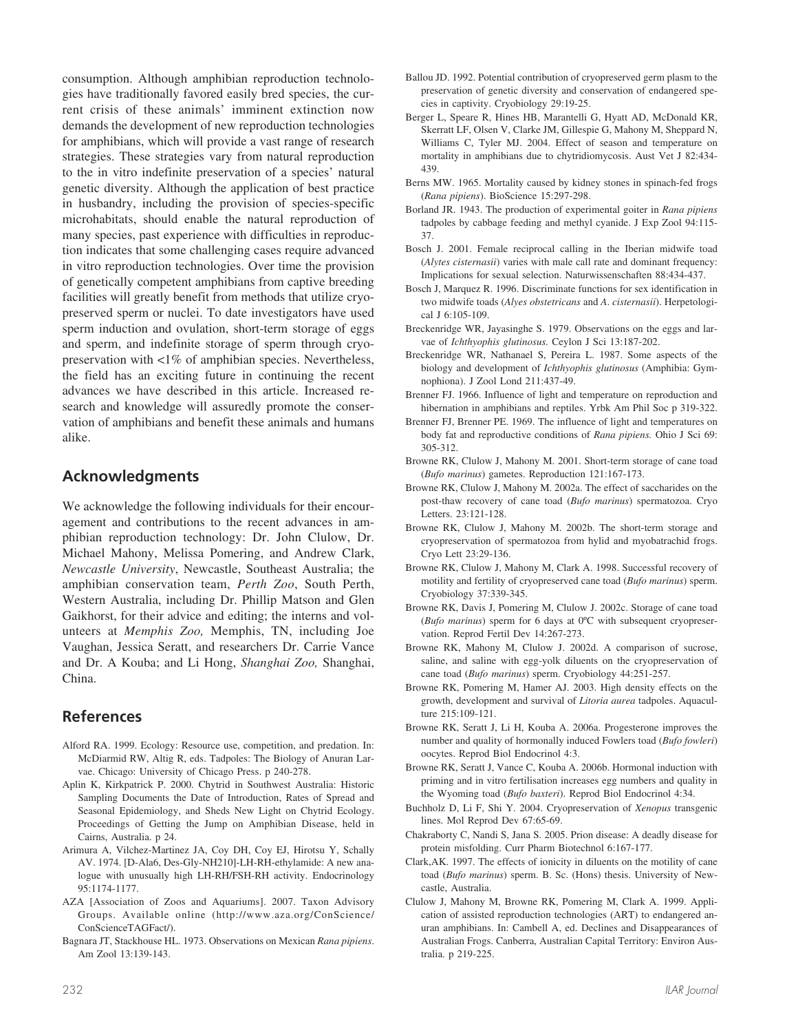consumption. Although amphibian reproduction technologies have traditionally favored easily bred species, the current crisis of these animals' imminent extinction now demands the development of new reproduction technologies for amphibians, which will provide a vast range of research strategies. These strategies vary from natural reproduction to the in vitro indefinite preservation of a species' natural genetic diversity. Although the application of best practice in husbandry, including the provision of species-specific microhabitats, should enable the natural reproduction of many species, past experience with difficulties in reproduction indicates that some challenging cases require advanced in vitro reproduction technologies. Over time the provision of genetically competent amphibians from captive breeding facilities will greatly benefit from methods that utilize cryopreserved sperm or nuclei. To date investigators have used sperm induction and ovulation, short-term storage of eggs and sperm, and indefinite storage of sperm through cryopreservation with <1% of amphibian species. Nevertheless, the field has an exciting future in continuing the recent advances we have described in this article. Increased research and knowledge will assuredly promote the conservation of amphibians and benefit these animals and humans alike.

## Acknowledgments

We acknowledge the following individuals for their encouragement and contributions to the recent advances in amphibian reproduction technology: Dr. John Clulow, Dr. Michael Mahony, Melissa Pomering, and Andrew Clark, *Newcastle University*, Newcastle, Southeast Australia; the amphibian conservation team, *Perth Zoo*, South Perth, Western Australia, including Dr. Phillip Matson and Glen Gaikhorst, for their advice and editing; the interns and volunteers at *Memphis Zoo,* Memphis, TN, including Joe Vaughan, Jessica Seratt, and researchers Dr. Carrie Vance and Dr. A Kouba; and Li Hong, *Shanghai Zoo,* Shanghai, China.

## References

Alford RA. 1999. Ecology: Resource use, competition, and predation. In: McDiarmid RW, Altig R, eds. Tadpoles: The Biology of Anuran Larvae. Chicago: University of Chicago Press. p 240-278.

Aplin K, Kirkpatrick P. 2000. Chytrid in Southwest Australia: Historic Sampling Documents the Date of Introduction, Rates of Spread and Seasonal Epidemiology, and Sheds New Light on Chytrid Ecology. Proceedings of Getting the Jump on Amphibian Disease, held in Cairns, Australia. p 24.

Arimura A, Vilchez-Martinez JA, Coy DH, Coy EJ, Hirotsu Y, Schally AV. 1974. [D-Ala6, Des-Gly-NH210]-LH-RH-ethylamide: A new analogue with unusually high LH-RH/FSH-RH activity. Endocrinology 95:1174-1177.

AZA [Association of Zoos and Aquariums]. 2007. Taxon Advisory Groups. Available online (http://www.aza.org/ConScience/ConScienceTAGFact/).

Bagnara JT, Stackhouse HL. 1973. Observations on Mexican *Rana pipiens*. Am Zool 13:139-143.

Ballou JD. 1992. Potential contribution of cryopreserved germ plasm to the preservation of genetic diversity and conservation of endangered species in captivity. Cryobiology 29:19-25.

Berger L, Speare R, Hines HB, Marantelli G, Hyatt AD, McDonald KR, Skerratt LF, Olsen V, Clarke JM, Gillespie G, Mahony M, Sheppard N, Williams C, Tyler MJ. 2004. Effect of season and temperature on mortality in amphibians due to chytridiomycosis. Aust Vet J 82:434-439.

Berns MW. 1965. Mortality caused by kidney stones in spinach-fed frogs (*Rana pipiens*). BioScience 15:297-298.

Borland JR. 1943. The production of experimental goiter in *Rana pipiens* tadpoles by cabbage feeding and methyl cyanide. J Exp Zool 94:115-37.

Bosch J. 2001. Female reciprocal calling in the Iberian midwife toad (*Alytes cisternasii*) varies with male call rate and dominant frequency: Implications for sexual selection. Naturwissenschaften 88:434-437.

Bosch J, Marquez R. 1996. Discriminate functions for sex identification in two midwife toads (*Alyes obstetricans* and *A. cisternasii*). Herpetological J 6:105-109.

Breckenridge WR, Jayasinghe S. 1979. Observations on the eggs and larvae of *Ichthyophis glutinosus.* Ceylon J Sci 13:187-202.

Breckenridge WR, Nathanael S, Pereira L. 1987. Some aspects of the biology and development of *Ichthyophis glutinosus* (Amphibia: Gymnophiona). J Zool Lond 211:437-49.

Brenner FJ. 1966. Influence of light and temperature on reproduction and hibernation in amphibians and reptiles. Yrbk Am Phil Soc p 319-322.

Brenner FJ, Brenner PE. 1969. The influence of light and temperatures on body fat and reproductive conditions of *Rana pipiens.* Ohio J Sci 69: 305-312.

Browne RK, Clulow J, Mahony M. 2001. Short-term storage of cane toad (*Bufo marinus*) gametes. Reproduction 121:167-173.

Browne RK, Clulow J, Mahony M. 2002a. The effect of saccharides on the post-thaw recovery of cane toad (*Bufo marinus*) spermatozoa. Cryo Letters. 23:121-128.

Browne RK, Clulow J, Mahony M. 2002b. The short-term storage and cryopreservation of spermatozoa from hylid and myobatrachid frogs. Cryo Lett 23:29-136.

Browne RK, Clulow J, Mahony M, Clark A. 1998. Successful recovery of motility and fertility of cryopreserved cane toad (*Bufo marinus*) sperm. Cryobiology 37:339-345.

Browne RK, Davis J, Pomering M, Clulow J. 2002c. Storage of cane toad (*Bufo marinus*) sperm for 6 days at 0ºC with subsequent cryopreservation. Reprod Fertil Dev 14:267-273.

Browne RK, Mahony M, Clulow J. 2002d. A comparison of sucrose, saline, and saline with egg-yolk diluents on the cryopreservation of cane toad (*Bufo marinus*) sperm. Cryobiology 44:251-257.

Browne RK, Pomering M, Hamer AJ. 2003. High density effects on the growth, development and survival of *Litoria aurea* tadpoles. Aquaculture 215:109-121.

Browne RK, Seratt J, Li H, Kouba A. 2006a. Progesterone improves the number and quality of hormonally induced Fowlers toad (*Bufo fowleri*) oocytes. Reprod Biol Endocrinol 4:3.

Browne RK, Seratt J, Vance C, Kouba A. 2006b. Hormonal induction with priming and in vitro fertilisation increases egg numbers and quality in the Wyoming toad (*Bufo baxteri*). Reprod Biol Endocrinol 4:34.

Buchholz D, Li F, Shi Y. 2004. Cryopreservation of *Xenopus* transgenic lines. Mol Reprod Dev 67:65-69.

Chakraborty C, Nandi S, Jana S. 2005. Prion disease: A deadly disease for protein misfolding. Curr Pharm Biotechnol 6:167-177.

Clark,AK. 1997. The effects of ionicity in diluents on the motility of cane toad (*Bufo marinus*) sperm. B. Sc. (Hons) thesis. University of Newcastle, Australia.

Clulow J, Mahony M, Browne RK, Pomering M, Clark A. 1999. Application of assisted reproduction technologies (ART) to endangered anuran amphibians. In: Cambell A, ed. Declines and Disappearances of Australian Frogs. Canberra, Australian Capital Territory: Environ Australia. p 219-225.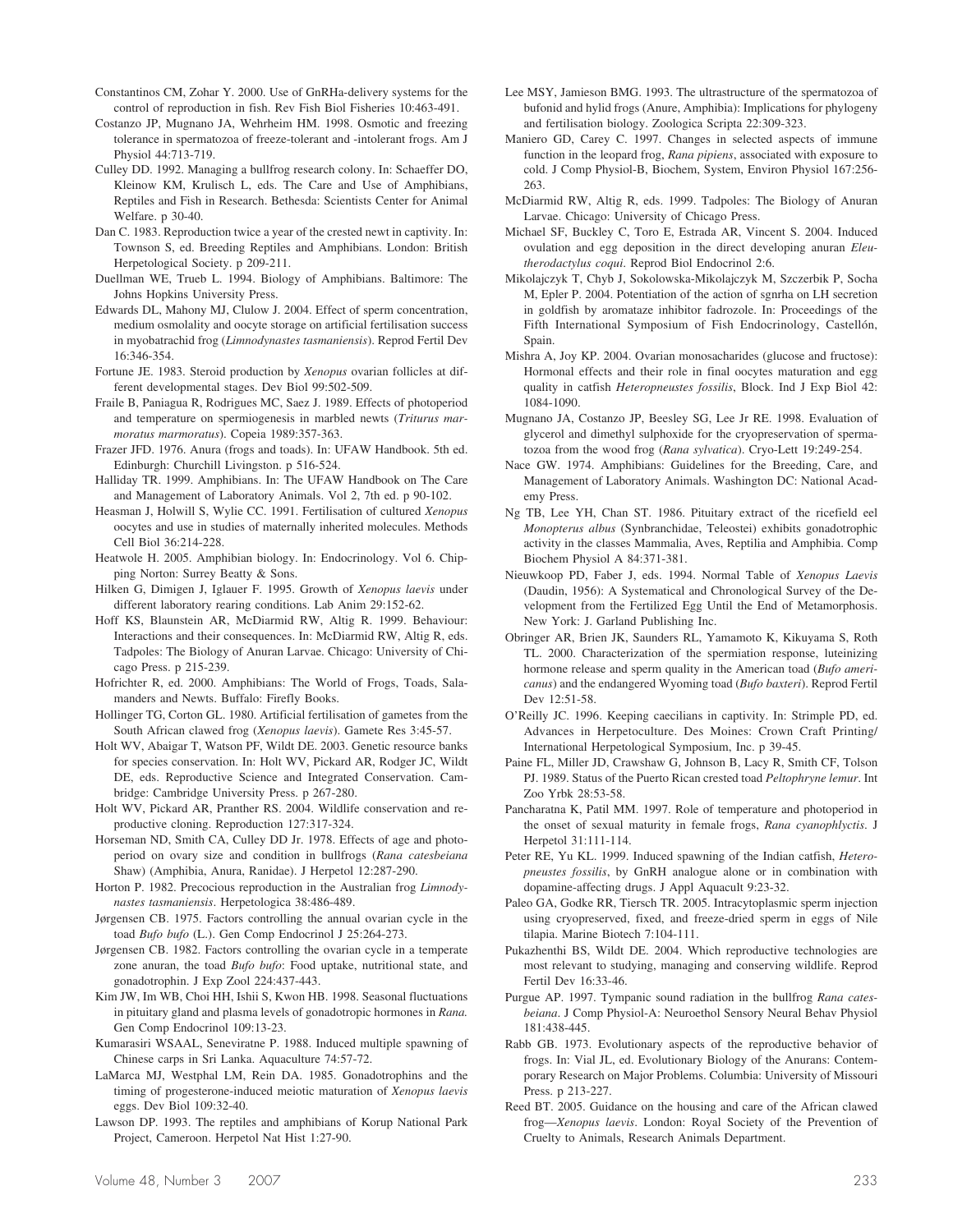Constantinos CM, Zohar Y. 2000. Use of GnRHa-delivery systems for the control of reproduction in fish. Rev Fish Biol Fisheries 10:463-491.

Costanzo JP, Mugnano JA, Wehrheim HM. 1998. Osmotic and freezing tolerance in spermatozoa of freeze-tolerant and -intolerant frogs. Am J Physiol 44:713-719.

Culley DD. 1992. Managing a bullfrog research colony. In: Schaeffer DO, Kleinow KM, Krulisch L, eds. The Care and Use of Amphibians, Reptiles and Fish in Research. Bethesda: Scientists Center for Animal Welfare. p 30-40.

Dan C. 1983. Reproduction twice a year of the crested newt in captivity. In: Townson S, ed. Breeding Reptiles and Amphibians. London: British Herpetological Society. p 209-211.

Duellman WE, Trueb L. 1994. Biology of Amphibians. Baltimore: The Johns Hopkins University Press.

Edwards DL, Mahony MJ, Clulow J. 2004. Effect of sperm concentration, medium osmolality and oocyte storage on artificial fertilisation success in myobatrachid frog (*Limnodynastes tasmaniensis*). Reprod Fertil Dev 16:346-354.

Fortune JE. 1983. Steroid production by *Xenopus* ovarian follicles at different developmental stages. Dev Biol 99:502-509.

Fraile B, Paniagua R, Rodrigues MC, Saez J. 1989. Effects of photoperiod and temperature on spermiogenesis in marbled newts (*Triturus marmoratus marmoratus*). Copeia 1989:357-363.

Frazer JFD. 1976. Anura (frogs and toads). In: UFAW Handbook. 5th ed. Edinburgh: Churchill Livingston. p 516-524.

Halliday TR. 1999. Amphibians. In: The UFAW Handbook on The Care and Management of Laboratory Animals. Vol 2, 7th ed. p 90-102.

Heasman J, Holwill S, Wylie CC. 1991. Fertilisation of cultured *Xenopus* oocytes and use in studies of maternally inherited molecules. Methods Cell Biol 36:214-228.

Heatwole H. 2005. Amphibian biology. In: Endocrinology. Vol 6. Chipping Norton: Surrey Beatty & Sons.

Hilken G, Dimigen J, Iglauer F. 1995. Growth of *Xenopus laevis* under different laboratory rearing conditions. Lab Anim 29:152-62.

Hoff KS, Blaunstein AR, McDiarmid RW, Altig R. 1999. Behaviour: Interactions and their consequences. In: McDiarmid RW, Altig R, eds. Tadpoles: The Biology of Anuran Larvae. Chicago: University of Chicago Press. p 215-239.

Hofrichter R, ed. 2000. Amphibians: The World of Frogs, Toads, Salamanders and Newts. Buffalo: Firefly Books.

Hollinger TG, Corton GL. 1980. Artificial fertilisation of gametes from the South African clawed frog (*Xenopus laevis*). Gamete Res 3:45-57.

Holt WV, Abaigar T, Watson PF, Wildt DE. 2003. Genetic resource banks for species conservation. In: Holt WV, Pickard AR, Rodger JC, Wildt DE, eds. Reproductive Science and Integrated Conservation. Cambridge: Cambridge University Press. p 267-280.

Holt WV, Pickard AR, Pranther RS. 2004. Wildlife conservation and reproductive cloning. Reproduction 127:317-324.

Horseman ND, Smith CA, Culley DD Jr. 1978. Effects of age and photoperiod on ovary size and condition in bullfrogs (*Rana catesbeiana* Shaw) (Amphibia, Anura, Ranidae). J Herpetol 12:287-290.

Horton P. 1982. Precocious reproduction in the Australian frog *Limnodynastes tasmaniensis*. Herpetologica 38:486-489.

Jørgensen CB. 1975. Factors controlling the annual ovarian cycle in the toad *Bufo bufo* (L.). Gen Comp Endocrinol J 25:264-273.

Jørgensen CB. 1982. Factors controlling the ovarian cycle in a temperate zone anuran, the toad *Bufo bufo*: Food uptake, nutritional state, and gonadotrophin. J Exp Zool 224:437-443.

Kim JW, Im WB, Choi HH, Ishii S, Kwon HB. 1998. Seasonal fluctuations in pituitary gland and plasma levels of gonadotropic hormones in *Rana.* Gen Comp Endocrinol 109:13-23.

Kumarasiri WSAAL, Seneviratne P. 1988. Induced multiple spawning of Chinese carps in Sri Lanka. Aquaculture 74:57-72.

LaMarca MJ, Westphal LM, Rein DA. 1985. Gonadotrophins and the timing of progesterone-induced meiotic maturation of *Xenopus laevis* eggs. Dev Biol 109:32-40.

Lawson DP. 1993. The reptiles and amphibians of Korup National Park Project, Cameroon. Herpetol Nat Hist 1:27-90.

Lee MSY, Jamieson BMG. 1993. The ultrastructure of the spermatozoa of bufonid and hylid frogs (Anure, Amphibia): Implications for phylogeny and fertilisation biology. Zoologica Scripta 22:309-323.

Maniero GD, Carey C. 1997. Changes in selected aspects of immune function in the leopard frog, *Rana pipiens*, associated with exposure to cold. J Comp Physiol-B, Biochem, System, Environ Physiol 167:256-263.

McDiarmid RW, Altig R, eds. 1999. Tadpoles: The Biology of Anuran Larvae. Chicago: University of Chicago Press.

Michael SF, Buckley C, Toro E, Estrada AR, Vincent S. 2004. Induced ovulation and egg deposition in the direct developing anuran *Eleutherodactylus coqui*. Reprod Biol Endocrinol 2:6.

Mikolajczyk T, Chyb J, Sokolowska-Mikolajczyk M, Szczerbik P, Socha M, Epler P. 2004. Potentiation of the action of sgnrha on LH secretion in goldfish by aromataze inhibitor fadrozole. In: Proceedings of the Fifth International Symposium of Fish Endocrinology, Castellón, Spain.

Mishra A, Joy KP. 2004. Ovarian monosacharides (glucose and fructose): Hormonal effects and their role in final oocytes maturation and egg quality in catfish *Heteropneustes fossilis*, Block. Ind J Exp Biol 42: 1084-1090.

Mugnano JA, Costanzo JP, Beesley SG, Lee Jr RE. 1998. Evaluation of glycerol and dimethyl sulphoxide for the cryopreservation of spermatozoa from the wood frog (*Rana sylvatica*). Cryo-Lett 19:249-254.

Nace GW. 1974. Amphibians: Guidelines for the Breeding, Care, and Management of Laboratory Animals. Washington DC: National Academy Press.

Ng TB, Lee YH, Chan ST. 1986. Pituitary extract of the ricefield eel *Monopterus albus* (Synbranchidae, Teleostei) exhibits gonadotrophic activity in the classes Mammalia, Aves, Reptilia and Amphibia. Comp Biochem Physiol A 84:371-381.

Nieuwkoop PD, Faber J, eds. 1994. Normal Table of *Xenopus Laevis* (Daudin, 1956): A Systematical and Chronological Survey of the Development from the Fertilized Egg Until the End of Metamorphosis. New York: J. Garland Publishing Inc.

Obringer AR, Brien JK, Saunders RL, Yamamoto K, Kikuyama S, Roth TL. 2000. Characterization of the spermiation response, luteinizing hormone release and sperm quality in the American toad (*Bufo americanus*) and the endangered Wyoming toad (*Bufo baxteri*). Reprod Fertil Dev 12:51-58.

O'Reilly JC. 1996. Keeping caecilians in captivity. In: Strimple PD, ed. Advances in Herpetoculture. Des Moines: Crown Craft Printing/ International Herpetological Symposium, Inc. p 39-45.

Paine FL, Miller JD, Crawshaw G, Johnson B, Lacy R, Smith CF, Tolson PJ. 1989. Status of the Puerto Rican crested toad *Peltophryne lemur*. Int Zoo Yrbk 28:53-58.

Pancharatna K, Patil MM. 1997. Role of temperature and photoperiod in the onset of sexual maturity in female frogs, *Rana cyanophlyctis*. J Herpetol 31:111-114.

Peter RE, Yu KL. 1999. Induced spawning of the Indian catfish, *Heteropneustes fossilis*, by GnRH analogue alone or in combination with dopamine-affecting drugs. J Appl Aquacult 9:23-32.

Paleo GA, Godke RR, Tiersch TR. 2005. Intracytoplasmic sperm injection using cryopreserved, fixed, and freeze-dried sperm in eggs of Nile tilapia. Marine Biotech 7:104-111.

Pukazhenthi BS, Wildt DE. 2004. Which reproductive technologies are most relevant to studying, managing and conserving wildlife. Reprod Fertil Dev 16:33-46.

Purgue AP. 1997. Tympanic sound radiation in the bullfrog *Rana catesbeiana*. J Comp Physiol-A: Neuroethol Sensory Neural Behav Physiol 181:438-445.

Rabb GB. 1973. Evolutionary aspects of the reproductive behavior of frogs. In: Vial JL, ed. Evolutionary Biology of the Anurans: Contemporary Research on Major Problems. Columbia: University of Missouri Press. p 213-227.

Reed BT. 2005. Guidance on the housing and care of the African clawed frog—*Xenopus laevis*. London: Royal Society of the Prevention of Cruelty to Animals, Research Animals Department.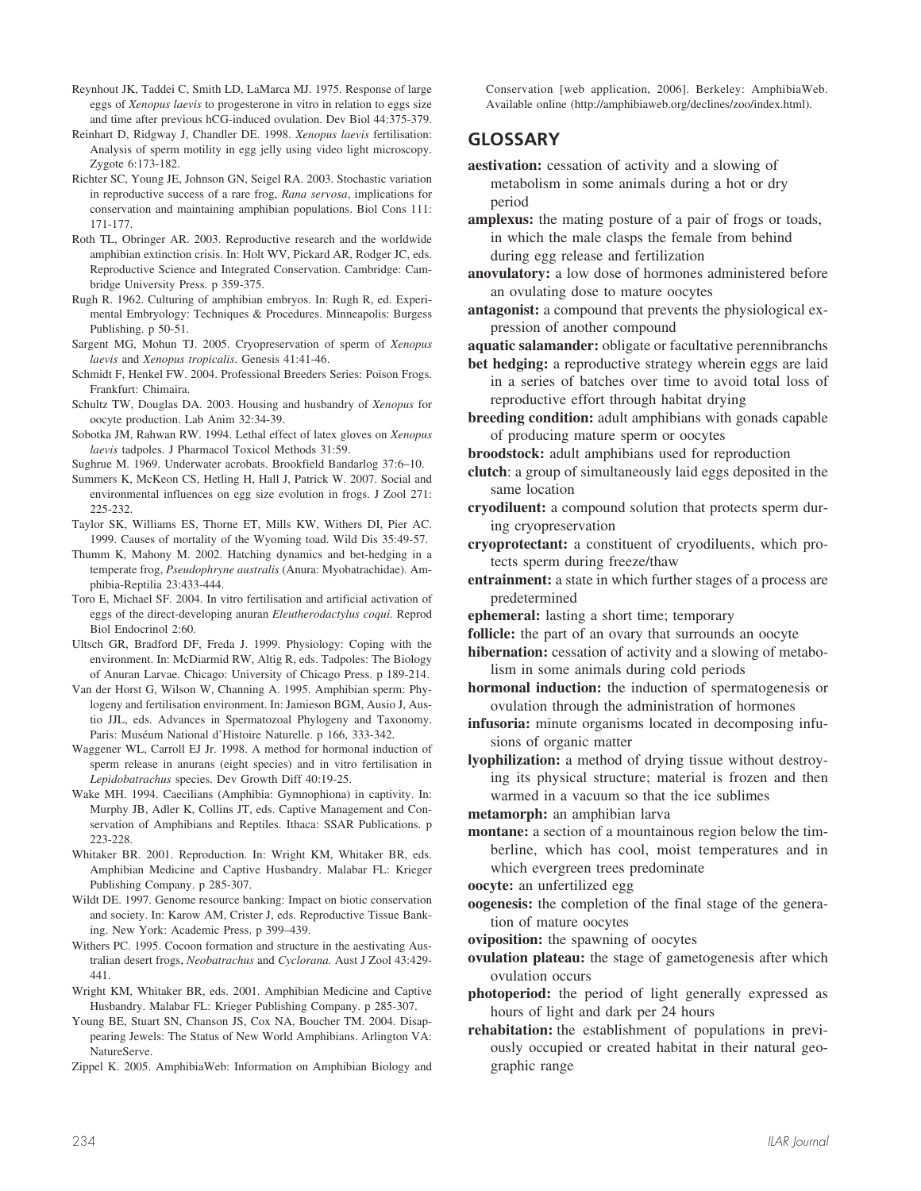Reynhout JK, Taddei C, Smith LD, LaMarca MJ. 1975. Response of large eggs of *Xenopus laevis* to progesterone in vitro in relation to eggs size and time after previous hCG-induced ovulation. Dev Biol 44:375-379.

Reinhart D, Ridgway J, Chandler DE. 1998. *Xenopus laevis* fertilisation: Analysis of sperm motility in egg jelly using video light microscopy. Zygote 6:173-182.

Richter SC, Young JE, Johnson GN, Seigel RA. 2003. Stochastic variation in reproductive success of a rare frog, *Rana servosa*, implications for conservation and maintaining amphibian populations. Biol Cons 111: 171-177.

Roth TL, Obringer AR. 2003. Reproductive research and the worldwide amphibian extinction crisis. In: Holt WV, Pickard AR, Rodger JC, eds. Reproductive Science and Integrated Conservation. Cambridge: Cambridge University Press. p 359-375.

Rugh R. 1962. Culturing of amphibian embryos. In: Rugh R, ed. Experimental Embryology: Techniques & Procedures. Minneapolis: Burgess Publishing. p 50-51.

Sargent MG, Mohun TJ. 2005. Cryopreservation of sperm of *Xenopus laevis* and *Xenopus tropicalis*. Genesis 41:41-46.

Schmidt F, Henkel FW. 2004. Professional Breeders Series: Poison Frogs. Frankfurt: Chimaira.

Schultz TW, Douglas DA. 2003. Housing and husbandry of *Xenopus* for oocyte production. Lab Anim 32:34-39.

Sobotka JM, Rahwan RW. 1994. Lethal effect of latex gloves on *Xenopus laevis* tadpoles. J Pharmacol Toxicol Methods 31:59.

Sughrue M. 1969. Underwater acrobats. Brookfield Bandarlog 37:6–10.

Summers K, McKeon CS, Hetling H, Hall J, Patrick W. 2007. Social and environmental influences on egg size evolution in frogs. J Zool 271: 225-232.

Taylor SK, Williams ES, Thorne ET, Mills KW, Withers DI, Pier AC. 1999. Causes of mortality of the Wyoming toad. Wild Dis 35:49-57.

Thumm K, Mahony M. 2002. Hatching dynamics and bet-hedging in a temperate frog, *Pseudophryne australis* (Anura: Myobatrachidae). Amphibia-Reptilia 23:433-444.

Toro E, Michael SF. 2004. In vitro fertilisation and artificial activation of eggs of the direct-developing anuran *Eleutherodactylus coqui*. Reprod Biol Endocrinol 2:60.

Ultsch GR, Bradford DF, Freda J. 1999. Physiology: Coping with the environment. In: McDiarmid RW, Altig R, eds. Tadpoles: The Biology of Anuran Larvae. Chicago: University of Chicago Press. p 189-214.

Van der Horst G, Wilson W, Channing A. 1995. Amphibian sperm: Phylogeny and fertilisation environment. In: Jamieson BGM, Ausio J, Austio JJL, eds. Advances in Spermatozoal Phylogeny and Taxonomy. Paris: Muséum National d'Histoire Naturelle. p 166, 333-342.

Waggener WL, Carroll EJ Jr. 1998. A method for hormonal induction of sperm release in anurans (eight species) and in vitro fertilisation in *Lepidobatrachus* species. Dev Growth Diff 40:19-25.

Wake MH. 1994. Caecilians (Amphibia: Gymnophiona) in captivity. In: Murphy JB, Adler K, Collins JT, eds. Captive Management and Conservation of Amphibians and Reptiles. Ithaca: SSAR Publications. p 223-228.

Whitaker BR. 2001. Reproduction. In: Wright KM, Whitaker BR, eds. Amphibian Medicine and Captive Husbandry. Malabar FL: Krieger Publishing Company. p 285-307.

Wildt DE. 1997. Genome resource banking: Impact on biotic conservation and society. In: Karow AM, Crister J, eds. Reproductive Tissue Banking. New York: Academic Press. p 399–439.

Withers PC. 1995. Cocoon formation and structure in the aestivating Australian desert frogs, *Neobatrachus* and *Cyclorana.* Aust J Zool 43:429-441.

Wright KM, Whitaker BR, eds. 2001. Amphibian Medicine and Captive Husbandry. Malabar FL: Krieger Publishing Company. p 285-307.

Young BE, Stuart SN, Chanson JS, Cox NA, Boucher TM. 2004. Disappearing Jewels: The Status of New World Amphibians. Arlington VA: NatureServe.

Zippel K. 2005. AmphibiaWeb: Information on Amphibian Biology and Conservation [web application, 2006]. Berkeley: AmphibiaWeb. Available online (http://amphibiaweb.org/declines/zoo/index.html).

## GLOSSARY

**aestivation:** cessation of activity and a slowing of metabolism in some animals during a hot or dry period

**amplexus:** the mating posture of a pair of frogs or toads, in which the male clasps the female from behind during egg release and fertilization

**anovulatory:** a low dose of hormones administered before an ovulating dose to mature oocytes

**antagonist:** a compound that prevents the physiological expression of another compound

**aquatic salamander:** obligate or facultative perennibranchs

**bet hedging:** a reproductive strategy wherein eggs are laid in a series of batches over time to avoid total loss of reproductive effort through habitat drying

**breeding condition:** adult amphibians with gonads capable of producing mature sperm or oocytes

**broodstock:** adult amphibians used for reproduction

**clutch**: a group of simultaneously laid eggs deposited in the same location

**cryodiluent:** a compound solution that protects sperm during cryopreservation

**cryoprotectant:** a constituent of cryodiluents, which protects sperm during freeze/thaw

**entrainment:** a state in which further stages of a process are predetermined

**ephemeral:** lasting a short time; temporary

**follicle:** the part of an ovary that surrounds an oocyte

**hibernation:** cessation of activity and a slowing of metabolism in some animals during cold periods

**hormonal induction:** the induction of spermatogenesis or ovulation through the administration of hormones

**infusoria:** minute organisms located in decomposing infusions of organic matter

**lyophilization:** a method of drying tissue without destroying its physical structure; material is frozen and then warmed in a vacuum so that the ice sublimes

**metamorph:** an amphibian larva

**montane:** a section of a mountainous region below the timberline, which has cool, moist temperatures and in which evergreen trees predominate

**oocyte:** an unfertilized egg

**oogenesis:** the completion of the final stage of the generation of mature oocytes

**oviposition:** the spawning of oocytes

**ovulation plateau:** the stage of gametogenesis after which ovulation occurs

**photoperiod:** the period of light generally expressed as hours of light and dark per 24 hours

**rehabitation:** the establishment of populations in previously occupied or created habitat in their natural geographic range